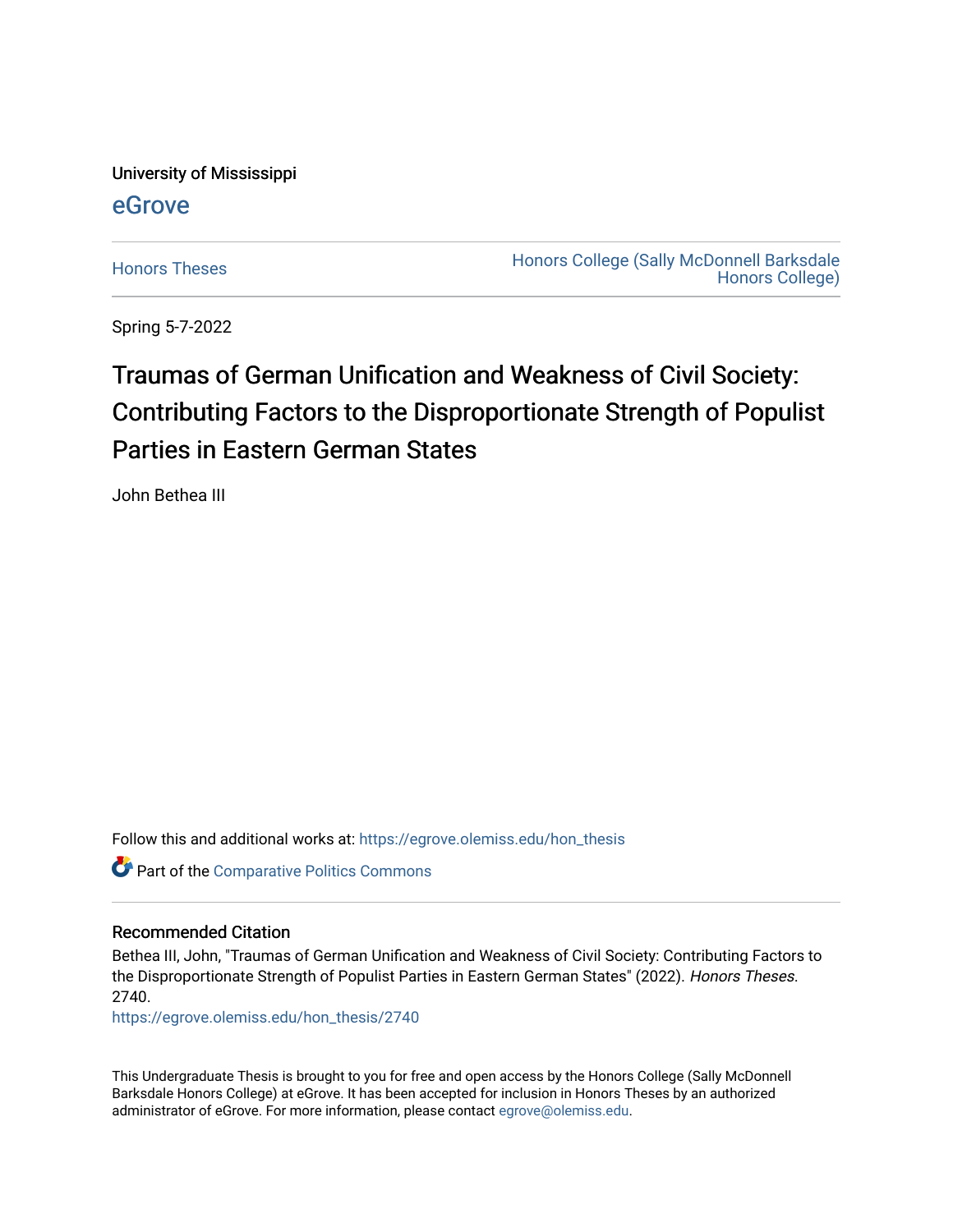University of Mississippi

eGrove

Honors Theses

Honors College (Sally McDonnell Barksdale Honors College)

Spring 5-7-2022

# Traumas of German Unification and Weakness of Civil Society: Contributing Factors to the Disproportionate Strength of Populist Parties in Eastern German States

John Bethea III

Follow this and additional works at: https://egrove.olemiss.edu/hon_thesis

Part of the Comparative Politics Commons

## Recommended Citation

Bethea III, John, "Traumas of German Unification and Weakness of Civil Society: Contributing Factors to the Disproportionate Strength of Populist Parties in Eastern German States" (2022). *Honors Theses*. 2740.
https://egrove.olemiss.edu/hon_thesis/2740

This Undergraduate Thesis is brought to you for free and open access by the Honors College (Sally McDonnell Barksdale Honors College) at eGrove. It has been accepted for inclusion in Honors Theses by an authorized administrator of eGrove. For more information, please contact egrove@olemiss.edu.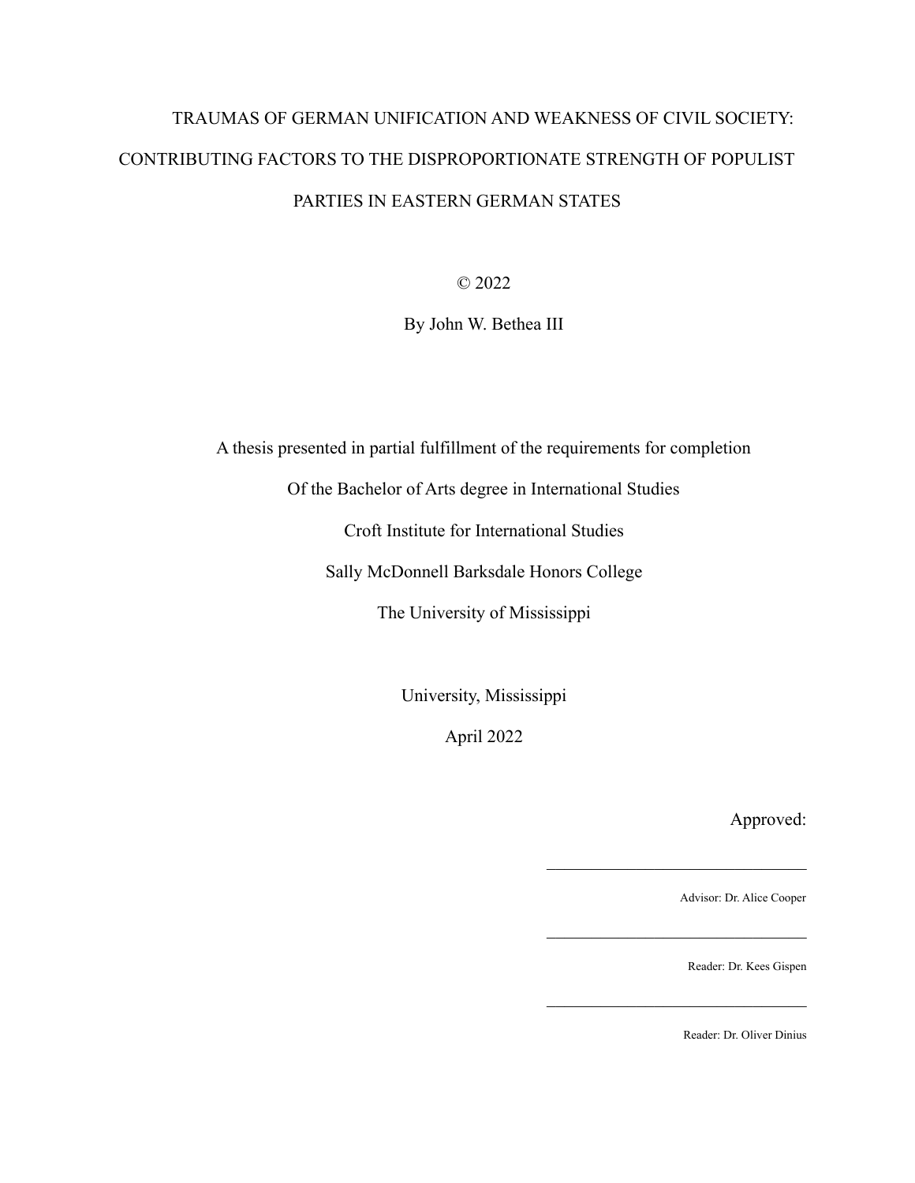# TRAUMAS OF GERMAN UNIFICATION AND WEAKNESS OF CIVIL SOCIETY: CONTRIBUTING FACTORS TO THE DISPROPORTIONATE STRENGTH OF POPULIST PARTIES IN EASTERN GERMAN STATES

© 2022

By John W. Bethea III

A thesis presented in partial fulfillment of the requirements for completion

Of the Bachelor of Arts degree in International Studies

Croft Institute for International Studies

Sally McDonnell Barksdale Honors College

The University of Mississippi

University, Mississippi

April 2022

Approved:

\_\_\_\_\_\_\_\_\_\_\_\_\_\_\_\_\_\_\_\_\_\_\_\_\_\_\_\_\_\_\_\_

Advisor: Dr. Alice Cooper

\_\_\_\_\_\_\_\_\_\_\_\_\_\_\_\_\_\_\_\_\_\_\_\_\_\_\_\_\_\_\_\_

Reader: Dr. Kees Gispen

\_\_\_\_\_\_\_\_\_\_\_\_\_\_\_\_\_\_\_\_\_\_\_\_\_\_\_\_\_\_\_\_

Reader: Dr. Oliver Dinius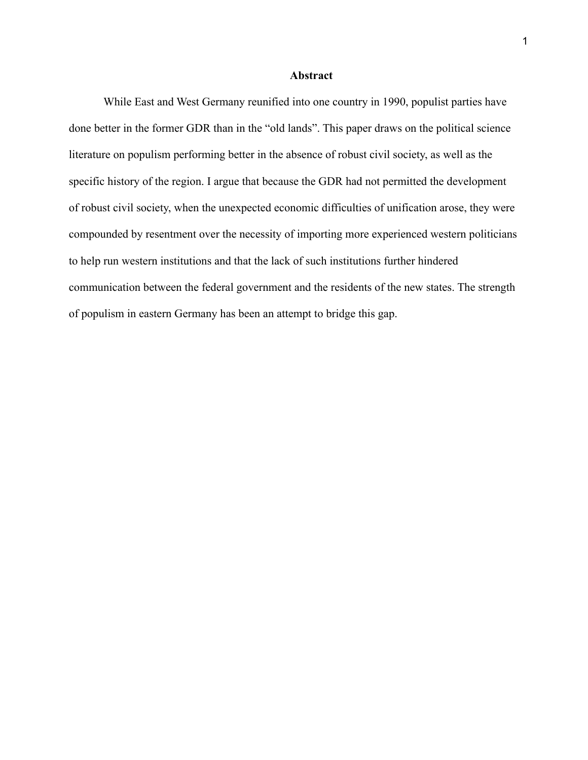# Abstract

While East and West Germany reunified into one country in 1990, populist parties have done better in the former GDR than in the "old lands". This paper draws on the political science literature on populism performing better in the absence of robust civil society, as well as the specific history of the region. I argue that because the GDR had not permitted the development of robust civil society, when the unexpected economic difficulties of unification arose, they were compounded by resentment over the necessity of importing more experienced western politicians to help run western institutions and that the lack of such institutions further hindered communication between the federal government and the residents of the new states. The strength of populism in eastern Germany has been an attempt to bridge this gap.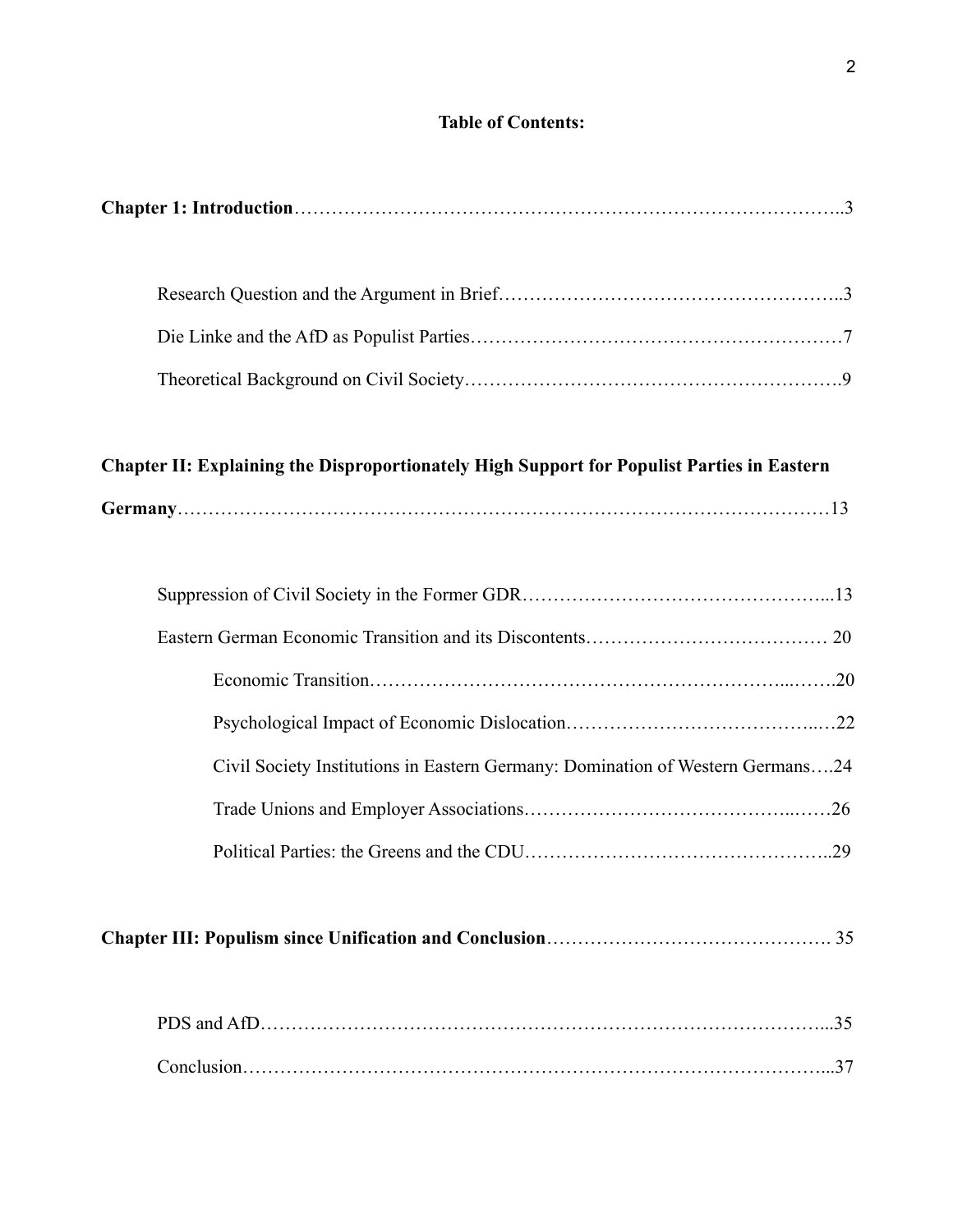**Table of Contents:**

**Chapter 1: Introduction**……………………………………………………………………………..3

Research Question and the Argument in Brief………………………………………………..3

Die Linke and the AfD as Populist Parties……………………………………………………7

Theoretical Background on Civil Society…………………………………………………….9

**Chapter II: Explaining the Disproportionately High Support for Populist Parties in Eastern Germany**……………………………………………………………………………………………13

Suppression of Civil Society in the Former GDR…………………………………………...13

Eastern German Economic Transition and its Discontents………………………………… 20

Economic Transition…………………………………………………………...…….20

Psychological Impact of Economic Dislocation…………………………………...…22

Civil Society Institutions in Eastern Germany: Domination of Western Germans….24

Trade Unions and Employer Associations…………………………………...……26

Political Parties: the Greens and the CDU………………………………………..29

**Chapter III: Populism since Unification and Conclusion**………………………………………. 35

PDS and AfD………………………………………………………………………………...35

Conclusion…………………………………………………………………………………...37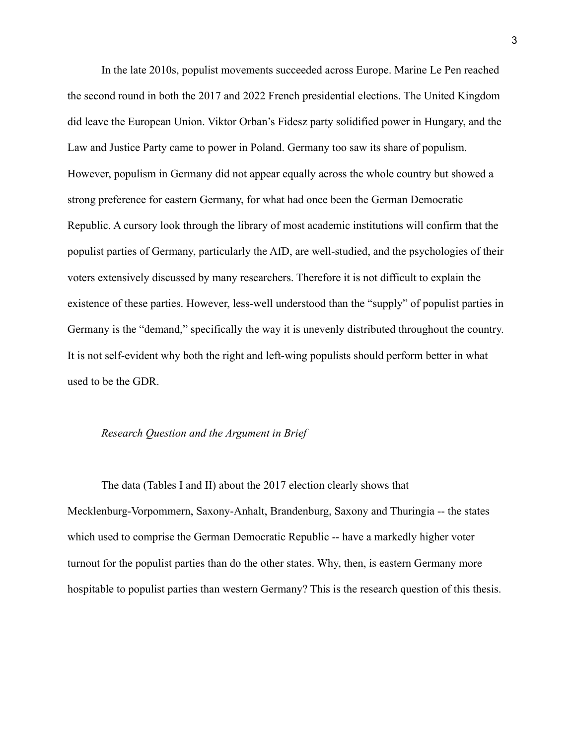In the late 2010s, populist movements succeeded across Europe. Marine Le Pen reached the second round in both the 2017 and 2022 French presidential elections. The United Kingdom did leave the European Union. Viktor Orban's Fidesz party solidified power in Hungary, and the Law and Justice Party came to power in Poland. Germany too saw its share of populism. However, populism in Germany did not appear equally across the whole country but showed a strong preference for eastern Germany, for what had once been the German Democratic Republic. A cursory look through the library of most academic institutions will confirm that the populist parties of Germany, particularly the AfD, are well-studied, and the psychologies of their voters extensively discussed by many researchers. Therefore it is not difficult to explain the existence of these parties. However, less-well understood than the "supply" of populist parties in Germany is the "demand," specifically the way it is unevenly distributed throughout the country. It is not self-evident why both the right and left-wing populists should perform better in what used to be the GDR.

### *Research Question and the Argument in Brief*

The data (Tables I and II) about the 2017 election clearly shows that Mecklenburg-Vorpommern, Saxony-Anhalt, Brandenburg, Saxony and Thuringia -- the states which used to comprise the German Democratic Republic -- have a markedly higher voter turnout for the populist parties than do the other states. Why, then, is eastern Germany more hospitable to populist parties than western Germany? This is the research question of this thesis.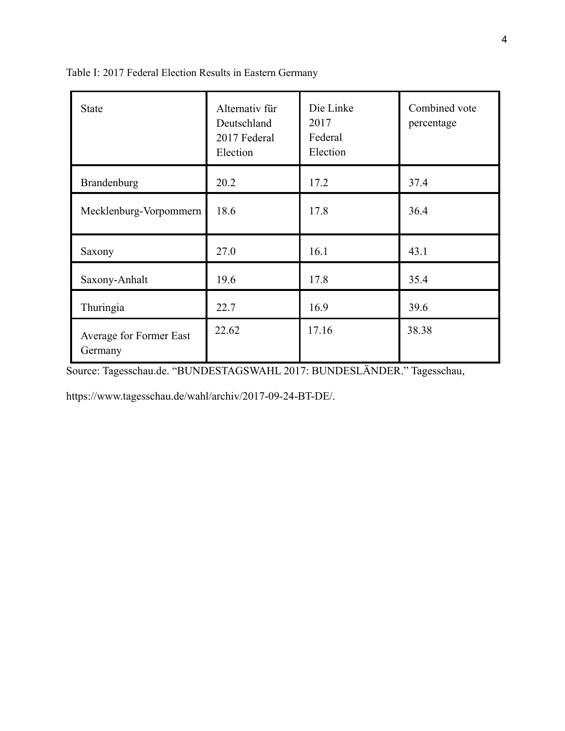Table I: 2017 Federal Election Results in Eastern Germany

| State | Alternativ für Deutschland 2017 Federal Election | Die Linke 2017 Federal Election | Combined vote percentage |
|---|---|---|---|
| Brandenburg | 20.2 | 17.2 | 37.4 |
| Mecklenburg-Vorpommern | 18.6 | 17.8 | 36.4 |
| Saxony | 27.0 | 16.1 | 43.1 |
| Saxony-Anhalt | 19.6 | 17.8 | 35.4 |
| Thuringia | 22.7 | 16.9 | 39.6 |
| Average for Former East Germany | 22.62 | 17.16 | 38.38 |

Source: Tagesschau.de. "BUNDESTAGSWAHL 2017: BUNDESLÄNDER." Tagesschau, https://www.tagesschau.de/wahl/archiv/2017-09-24-BT-DE/.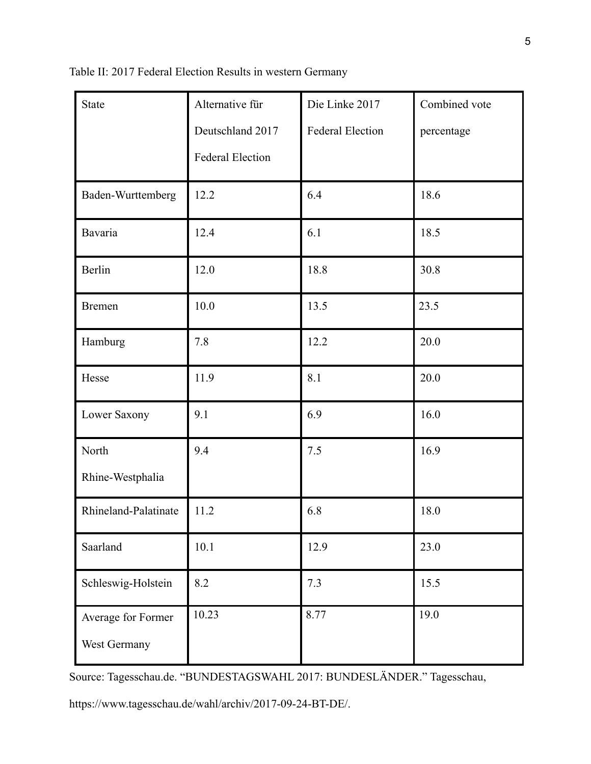Table II: 2017 Federal Election Results in western Germany

| State | Alternative für Deutschland 2017 Federal Election | Die Linke 2017 Federal Election | Combined vote percentage |
|---|---|---|---|
| Baden-Wurttemberg | 12.2 | 6.4 | 18.6 |
| Bavaria | 12.4 | 6.1 | 18.5 |
| Berlin | 12.0 | 18.8 | 30.8 |
| Bremen | 10.0 | 13.5 | 23.5 |
| Hamburg | 7.8 | 12.2 | 20.0 |
| Hesse | 11.9 | 8.1 | 20.0 |
| Lower Saxony | 9.1 | 6.9 | 16.0 |
| North Rhine-Westphalia | 9.4 | 7.5 | 16.9 |
| Rhineland-Palatinate | 11.2 | 6.8 | 18.0 |
| Saarland | 10.1 | 12.9 | 23.0 |
| Schleswig-Holstein | 8.2 | 7.3 | 15.5 |
| Average for Former West Germany | 10.23 | 8.77 | 19.0 |

Source: Tagesschau.de. "BUNDESTAGSWAHL 2017: BUNDESLÄNDER." Tagesschau, https://www.tagesschau.de/wahl/archiv/2017-09-24-BT-DE/.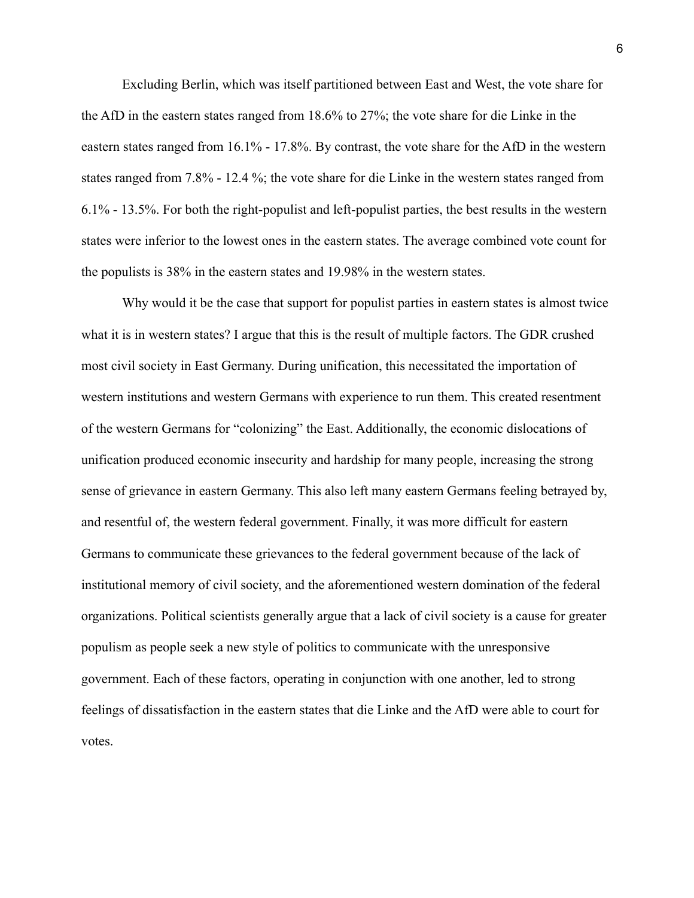Excluding Berlin, which was itself partitioned between East and West, the vote share for the AfD in the eastern states ranged from 18.6% to 27%; the vote share for die Linke in the eastern states ranged from 16.1% - 17.8%. By contrast, the vote share for the AfD in the western states ranged from 7.8% - 12.4 %; the vote share for die Linke in the western states ranged from 6.1% - 13.5%. For both the right-populist and left-populist parties, the best results in the western states were inferior to the lowest ones in the eastern states. The average combined vote count for the populists is 38% in the eastern states and 19.98% in the western states.

Why would it be the case that support for populist parties in eastern states is almost twice what it is in western states? I argue that this is the result of multiple factors. The GDR crushed most civil society in East Germany. During unification, this necessitated the importation of western institutions and western Germans with experience to run them. This created resentment of the western Germans for "colonizing" the East. Additionally, the economic dislocations of unification produced economic insecurity and hardship for many people, increasing the strong sense of grievance in eastern Germany. This also left many eastern Germans feeling betrayed by, and resentful of, the western federal government. Finally, it was more difficult for eastern Germans to communicate these grievances to the federal government because of the lack of institutional memory of civil society, and the aforementioned western domination of the federal organizations. Political scientists generally argue that a lack of civil society is a cause for greater populism as people seek a new style of politics to communicate with the unresponsive government. Each of these factors, operating in conjunction with one another, led to strong feelings of dissatisfaction in the eastern states that die Linke and the AfD were able to court for votes.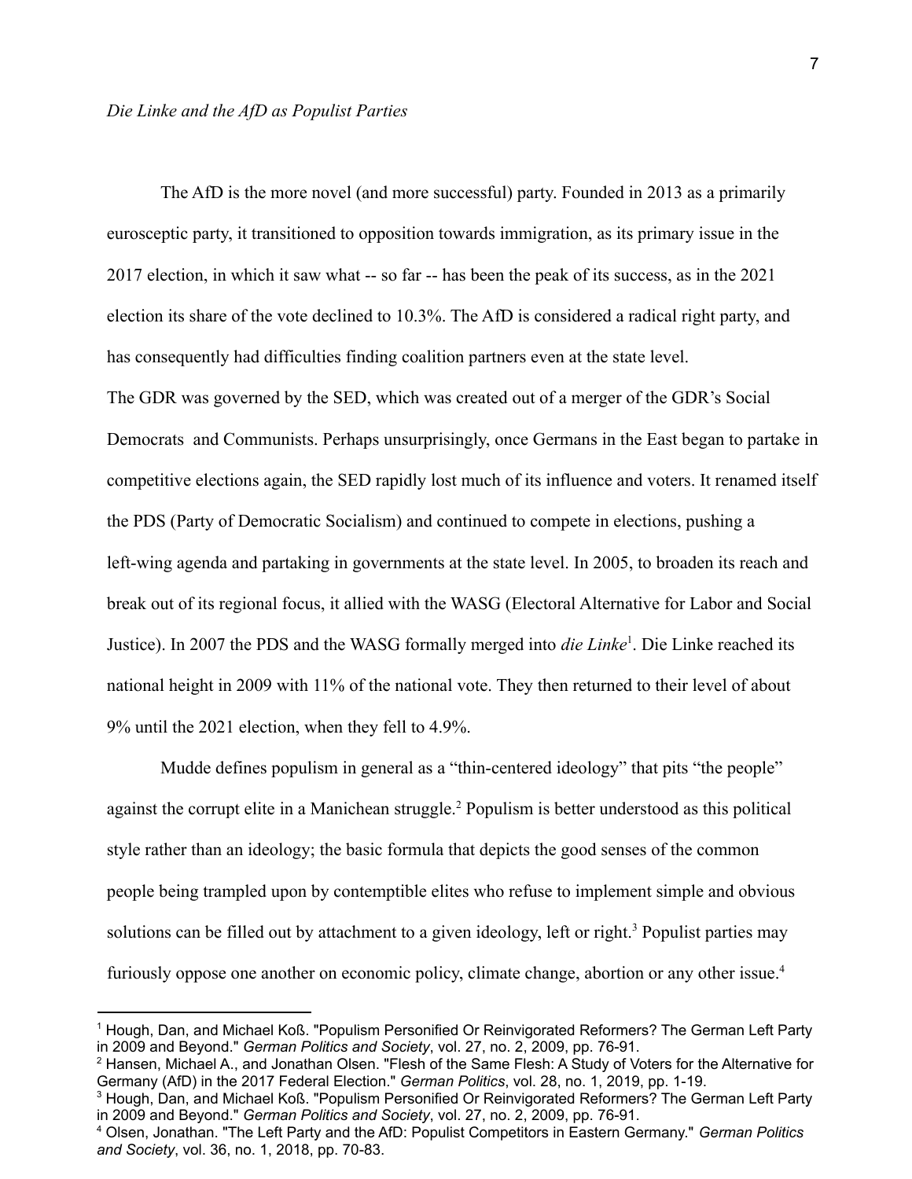*Die Linke and the AfD as Populist Parties*

The AfD is the more novel (and more successful) party. Founded in 2013 as a primarily eurosceptic party, it transitioned to opposition towards immigration, as its primary issue in the 2017 election, in which it saw what -- so far -- has been the peak of its success, as in the 2021 election its share of the vote declined to 10.3%. The AfD is considered a radical right party, and has consequently had difficulties finding coalition partners even at the state level.
The GDR was governed by the SED, which was created out of a merger of the GDR's Social Democrats and Communists. Perhaps unsurprisingly, once Germans in the East began to partake in competitive elections again, the SED rapidly lost much of its influence and voters. It renamed itself the PDS (Party of Democratic Socialism) and continued to compete in elections, pushing a left-wing agenda and partaking in governments at the state level. In 2005, to broaden its reach and break out of its regional focus, it allied with the WASG (Electoral Alternative for Labor and Social Justice). In 2007 the PDS and the WASG formally merged into *die Linke*[1]. Die Linke reached its national height in 2009 with 11% of the national vote. They then returned to their level of about 9% until the 2021 election, when they fell to 4.9%.

Mudde defines populism in general as a "thin-centered ideology" that pits "the people" against the corrupt elite in a Manichean struggle.[2] Populism is better understood as this political style rather than an ideology; the basic formula that depicts the good senses of the common people being trampled upon by contemptible elites who refuse to implement simple and obvious solutions can be filled out by attachment to a given ideology, left or right.[3] Populist parties may furiously oppose one another on economic policy, climate change, abortion or any other issue.[4]

---

[1] Hough, Dan, and Michael Koß. "Populism Personified Or Reinvigorated Reformers? The German Left Party in 2009 and Beyond." *German Politics and Society*, vol. 27, no. 2, 2009, pp. 76-91.

[2] Hansen, Michael A., and Jonathan Olsen. "Flesh of the Same Flesh: A Study of Voters for the Alternative for Germany (AfD) in the 2017 Federal Election." *German Politics*, vol. 28, no. 1, 2019, pp. 1-19.

[3] Hough, Dan, and Michael Koß. "Populism Personified Or Reinvigorated Reformers? The German Left Party in 2009 and Beyond." *German Politics and Society*, vol. 27, no. 2, 2009, pp. 76-91.

[4] Olsen, Jonathan. "The Left Party and the AfD: Populist Competitors in Eastern Germany." *German Politics and Society*, vol. 36, no. 1, 2018, pp. 70-83.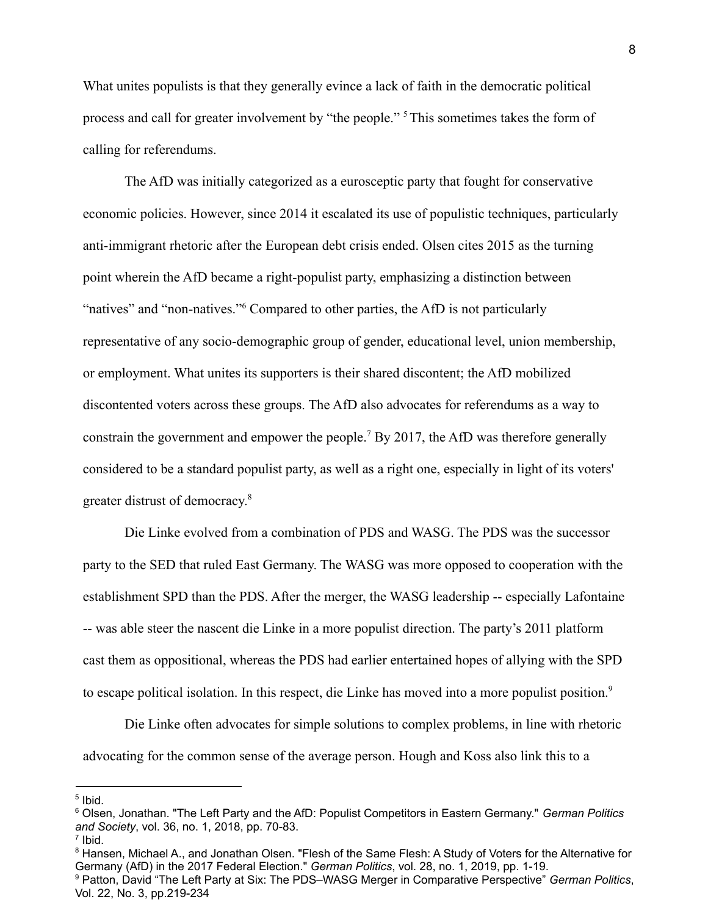What unites populists is that they generally evince a lack of faith in the democratic political process and call for greater involvement by "the people." [5] This sometimes takes the form of calling for referendums.

The AfD was initially categorized as a eurosceptic party that fought for conservative economic policies. However, since 2014 it escalated its use of populistic techniques, particularly anti-immigrant rhetoric after the European debt crisis ended. Olsen cites 2015 as the turning point wherein the AfD became a right-populist party, emphasizing a distinction between "natives" and "non-natives."[6] Compared to other parties, the AfD is not particularly representative of any socio-demographic group of gender, educational level, union membership, or employment. What unites its supporters is their shared discontent; the AfD mobilized discontented voters across these groups. The AfD also advocates for referendums as a way to constrain the government and empower the people.[7] By 2017, the AfD was therefore generally considered to be a standard populist party, as well as a right one, especially in light of its voters' greater distrust of democracy.[8]

Die Linke evolved from a combination of PDS and WASG. The PDS was the successor party to the SED that ruled East Germany. The WASG was more opposed to cooperation with the establishment SPD than the PDS. After the merger, the WASG leadership -- especially Lafontaine -- was able steer the nascent die Linke in a more populist direction. The party's 2011 platform cast them as oppositional, whereas the PDS had earlier entertained hopes of allying with the SPD to escape political isolation. In this respect, die Linke has moved into a more populist position.[9]

Die Linke often advocates for simple solutions to complex problems, in line with rhetoric advocating for the common sense of the average person. Hough and Koss also link this to a

---

[5] Ibid.

[6] Olsen, Jonathan. "The Left Party and the AfD: Populist Competitors in Eastern Germany." *German Politics and Society*, vol. 36, no. 1, 2018, pp. 70-83.

[7] Ibid.

[8] Hansen, Michael A., and Jonathan Olsen. "Flesh of the Same Flesh: A Study of Voters for the Alternative for Germany (AfD) in the 2017 Federal Election." *German Politics*, vol. 28, no. 1, 2019, pp. 1-19.

[9] Patton, David "The Left Party at Six: The PDS–WASG Merger in Comparative Perspective" *German Politics*, Vol. 22, No. 3, pp.219-234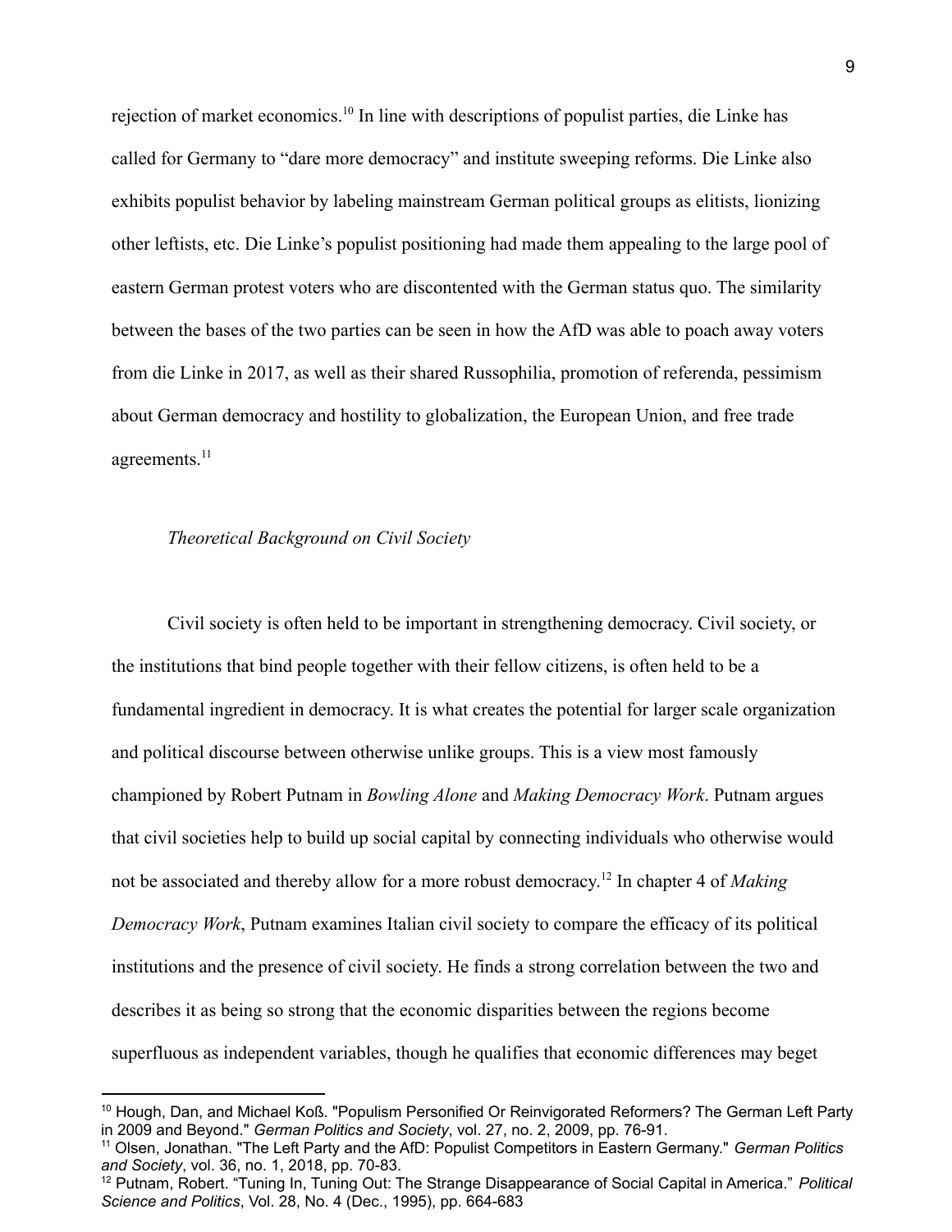rejection of market economics.[10] In line with descriptions of populist parties, die Linke has called for Germany to "dare more democracy" and institute sweeping reforms. Die Linke also exhibits populist behavior by labeling mainstream German political groups as elitists, lionizing other leftists, etc. Die Linke's populist positioning had made them appealing to the large pool of eastern German protest voters who are discontented with the German status quo. The similarity between the bases of the two parties can be seen in how the AfD was able to poach away voters from die Linke in 2017, as well as their shared Russophilia, promotion of referenda, pessimism about German democracy and hostility to globalization, the European Union, and free trade agreements.[11]

*Theoretical Background on Civil Society*

Civil society is often held to be important in strengthening democracy. Civil society, or the institutions that bind people together with their fellow citizens, is often held to be a fundamental ingredient in democracy. It is what creates the potential for larger scale organization and political discourse between otherwise unlike groups. This is a view most famously championed by Robert Putnam in *Bowling Alone* and *Making Democracy Work*. Putnam argues that civil societies help to build up social capital by connecting individuals who otherwise would not be associated and thereby allow for a more robust democracy.[12] In chapter 4 of *Making Democracy Work*, Putnam examines Italian civil society to compare the efficacy of its political institutions and the presence of civil society. He finds a strong correlation between the two and describes it as being so strong that the economic disparities between the regions become superfluous as independent variables, though he qualifies that economic differences may beget

[10] Hough, Dan, and Michael Koß. "Populism Personified Or Reinvigorated Reformers? The German Left Party in 2009 and Beyond." *German Politics and Society*, vol. 27, no. 2, 2009, pp. 76-91.

[11] Olsen, Jonathan. "The Left Party and the AfD: Populist Competitors in Eastern Germany." *German Politics and Society*, vol. 36, no. 1, 2018, pp. 70-83.

[12] Putnam, Robert. "Tuning In, Tuning Out: The Strange Disappearance of Social Capital in America." *Political Science and Politics*, Vol. 28, No. 4 (Dec., 1995), pp. 664-683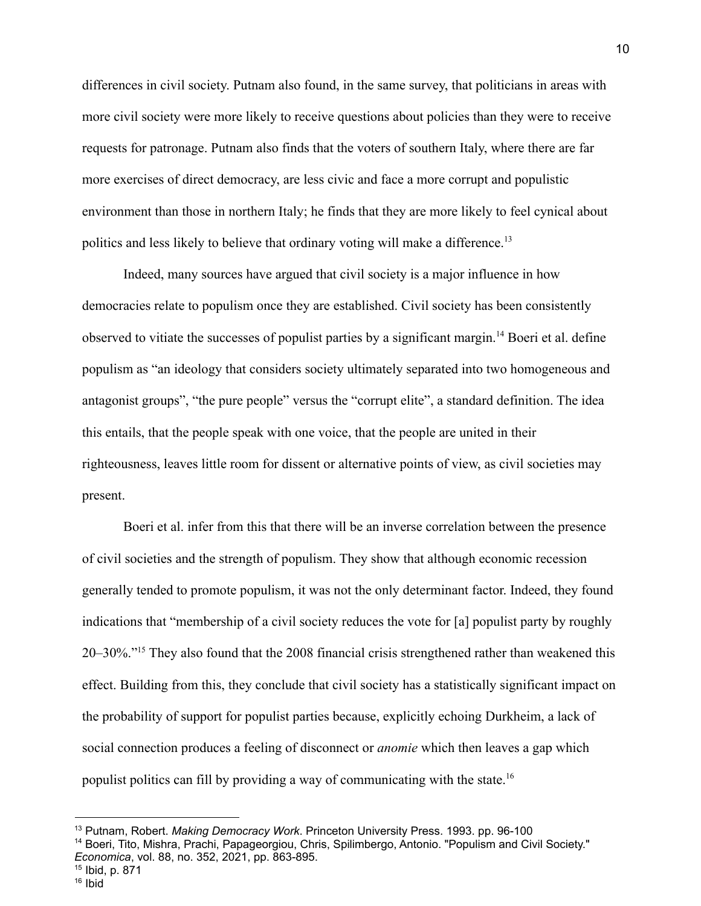differences in civil society. Putnam also found, in the same survey, that politicians in areas with more civil society were more likely to receive questions about policies than they were to receive requests for patronage. Putnam also finds that the voters of southern Italy, where there are far more exercises of direct democracy, are less civic and face a more corrupt and populistic environment than those in northern Italy; he finds that they are more likely to feel cynical about politics and less likely to believe that ordinary voting will make a difference.[13]

Indeed, many sources have argued that civil society is a major influence in how democracies relate to populism once they are established. Civil society has been consistently observed to vitiate the successes of populist parties by a significant margin.[14] Boeri et al. define populism as "an ideology that considers society ultimately separated into two homogeneous and antagonist groups", "the pure people" versus the "corrupt elite", a standard definition. The idea this entails, that the people speak with one voice, that the people are united in their righteousness, leaves little room for dissent or alternative points of view, as civil societies may present.

Boeri et al. infer from this that there will be an inverse correlation between the presence of civil societies and the strength of populism. They show that although economic recession generally tended to promote populism, it was not the only determinant factor. Indeed, they found indications that "membership of a civil society reduces the vote for [a] populist party by roughly 20–30%."[15] They also found that the 2008 financial crisis strengthened rather than weakened this effect. Building from this, they conclude that civil society has a statistically significant impact on the probability of support for populist parties because, explicitly echoing Durkheim, a lack of social connection produces a feeling of disconnect or *anomie* which then leaves a gap which populist politics can fill by providing a way of communicating with the state.[16]

---

[13] Putnam, Robert. *Making Democracy Work*. Princeton University Press. 1993. pp. 96-100

[14] Boeri, Tito, Mishra, Prachi, Papageorgiou, Chris, Spilimbergo, Antonio. "Populism and Civil Society." *Economica*, vol. 88, no. 352, 2021, pp. 863-895.

[15] Ibid, p. 871

[16] Ibid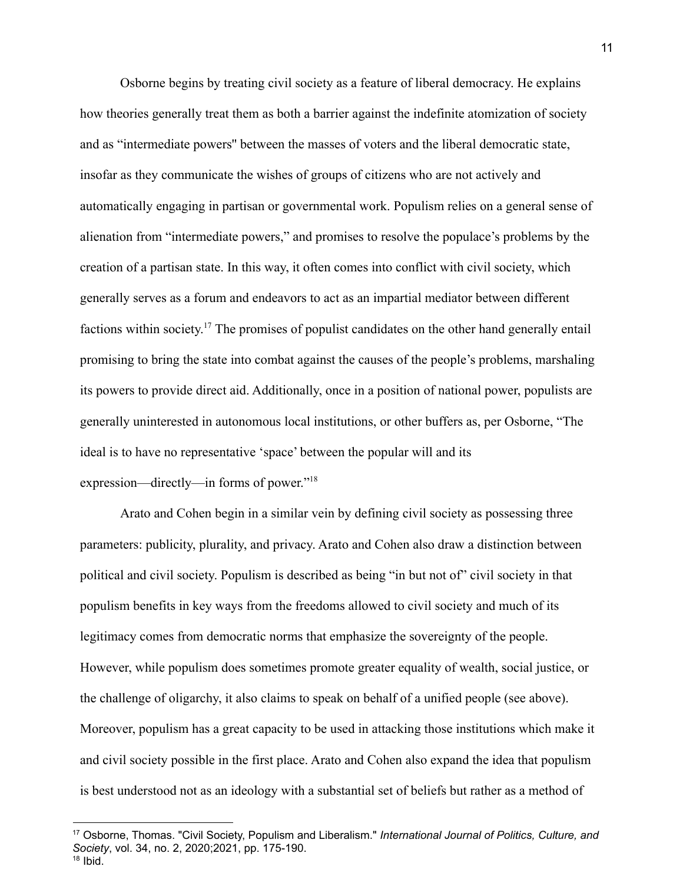Osborne begins by treating civil society as a feature of liberal democracy. He explains how theories generally treat them as both a barrier against the indefinite atomization of society and as "intermediate powers" between the masses of voters and the liberal democratic state, insofar as they communicate the wishes of groups of citizens who are not actively and automatically engaging in partisan or governmental work. Populism relies on a general sense of alienation from "intermediate powers," and promises to resolve the populace's problems by the creation of a partisan state. In this way, it often comes into conflict with civil society, which generally serves as a forum and endeavors to act as an impartial mediator between different factions within society.[17] The promises of populist candidates on the other hand generally entail promising to bring the state into combat against the causes of the people's problems, marshaling its powers to provide direct aid. Additionally, once in a position of national power, populists are generally uninterested in autonomous local institutions, or other buffers as, per Osborne, "The ideal is to have no representative 'space' between the popular will and its expression—directly—in forms of power."[18]

Arato and Cohen begin in a similar vein by defining civil society as possessing three parameters: publicity, plurality, and privacy. Arato and Cohen also draw a distinction between political and civil society. Populism is described as being "in but not of" civil society in that populism benefits in key ways from the freedoms allowed to civil society and much of its legitimacy comes from democratic norms that emphasize the sovereignty of the people. However, while populism does sometimes promote greater equality of wealth, social justice, or the challenge of oligarchy, it also claims to speak on behalf of a unified people (see above). Moreover, populism has a great capacity to be used in attacking those institutions which make it and civil society possible in the first place. Arato and Cohen also expand the idea that populism is best understood not as an ideology with a substantial set of beliefs but rather as a method of

---

[17] Osborne, Thomas. "Civil Society, Populism and Liberalism." *International Journal of Politics, Culture, and Society*, vol. 34, no. 2, 2020;2021, pp. 175-190.

[18] Ibid.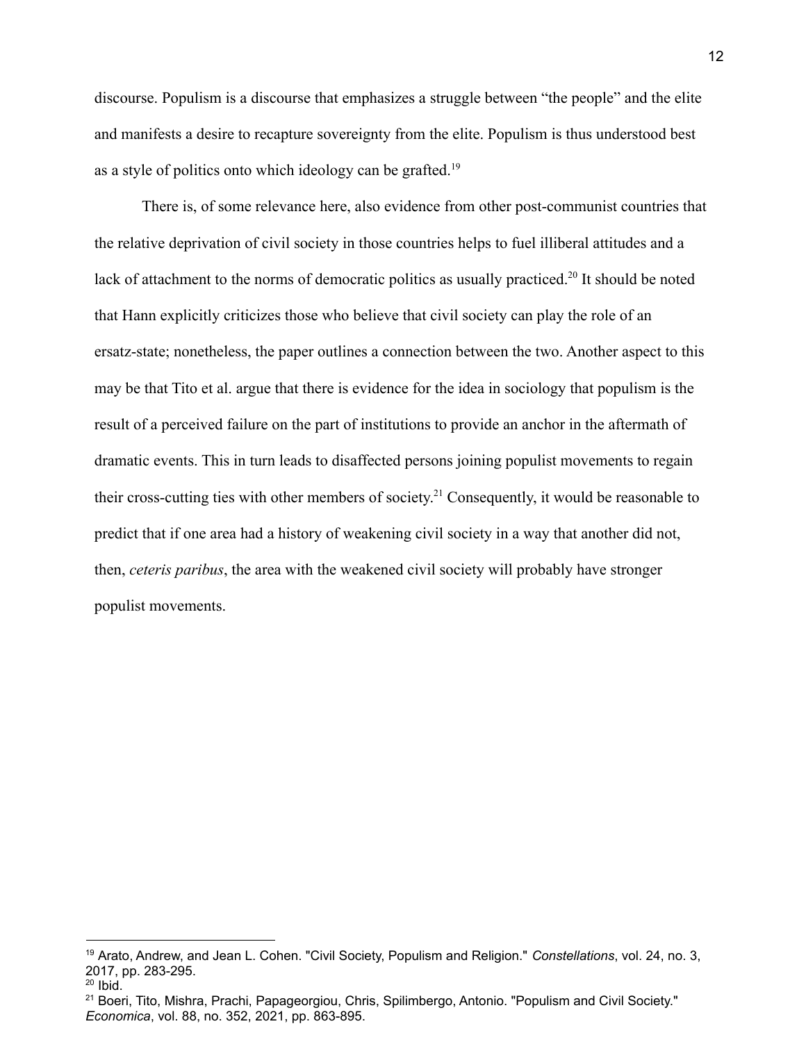discourse. Populism is a discourse that emphasizes a struggle between "the people" and the elite and manifests a desire to recapture sovereignty from the elite. Populism is thus understood best as a style of politics onto which ideology can be grafted.[19]

There is, of some relevance here, also evidence from other post-communist countries that the relative deprivation of civil society in those countries helps to fuel illiberal attitudes and a lack of attachment to the norms of democratic politics as usually practiced.[20] It should be noted that Hann explicitly criticizes those who believe that civil society can play the role of an ersatz-state; nonetheless, the paper outlines a connection between the two. Another aspect to this may be that Tito et al. argue that there is evidence for the idea in sociology that populism is the result of a perceived failure on the part of institutions to provide an anchor in the aftermath of dramatic events. This in turn leads to disaffected persons joining populist movements to regain their cross-cutting ties with other members of society.[21] Consequently, it would be reasonable to predict that if one area had a history of weakening civil society in a way that another did not, then, *ceteris paribus*, the area with the weakened civil society will probably have stronger populist movements.

---

[19] Arato, Andrew, and Jean L. Cohen. "Civil Society, Populism and Religion." *Constellations*, vol. 24, no. 3, 2017, pp. 283-295.

[20] Ibid.

[21] Boeri, Tito, Mishra, Prachi, Papageorgiou, Chris, Spilimbergo, Antonio. "Populism and Civil Society." *Economica*, vol. 88, no. 352, 2021, pp. 863-895.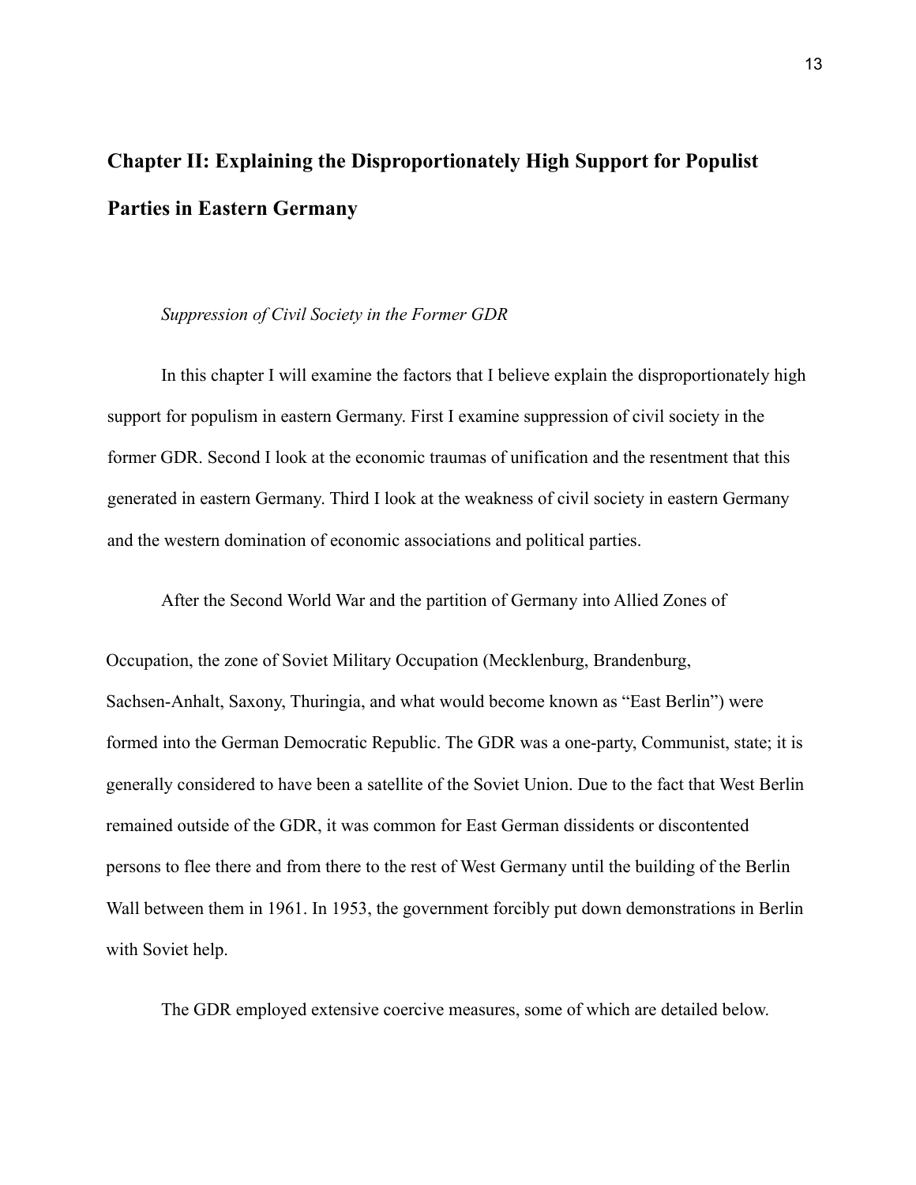## Chapter II: Explaining the Disproportionately High Support for Populist Parties in Eastern Germany

### *Suppression of Civil Society in the Former GDR*

In this chapter I will examine the factors that I believe explain the disproportionately high support for populism in eastern Germany. First I examine suppression of civil society in the former GDR. Second I look at the economic traumas of unification and the resentment that this generated in eastern Germany. Third I look at the weakness of civil society in eastern Germany and the western domination of economic associations and political parties.

After the Second World War and the partition of Germany into Allied Zones of Occupation, the zone of Soviet Military Occupation (Mecklenburg, Brandenburg, Sachsen-Anhalt, Saxony, Thuringia, and what would become known as "East Berlin") were formed into the German Democratic Republic. The GDR was a one-party, Communist, state; it is generally considered to have been a satellite of the Soviet Union. Due to the fact that West Berlin remained outside of the GDR, it was common for East German dissidents or discontented persons to flee there and from there to the rest of West Germany until the building of the Berlin Wall between them in 1961. In 1953, the government forcibly put down demonstrations in Berlin with Soviet help.

The GDR employed extensive coercive measures, some of which are detailed below.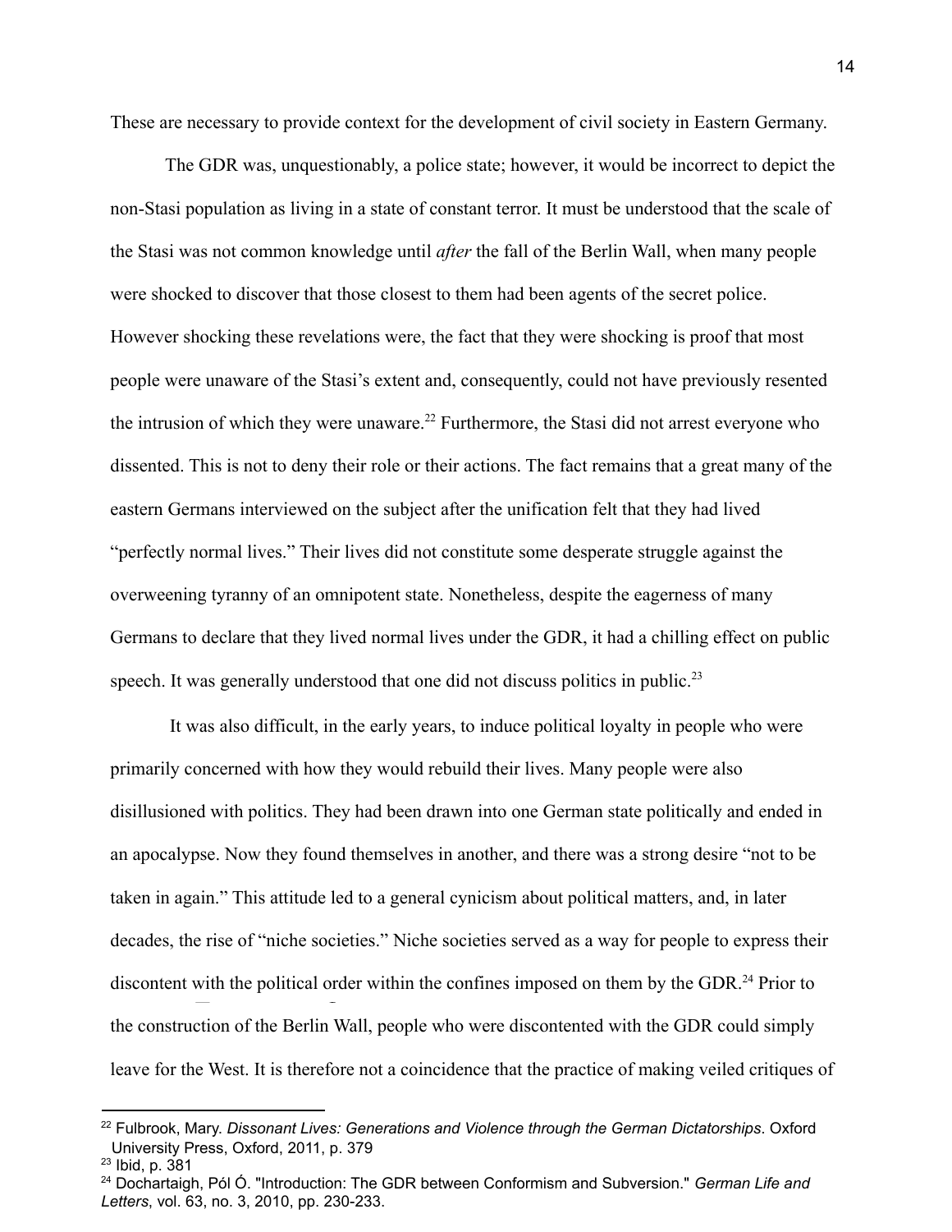These are necessary to provide context for the development of civil society in Eastern Germany.

The GDR was, unquestionably, a police state; however, it would be incorrect to depict the non-Stasi population as living in a state of constant terror. It must be understood that the scale of the Stasi was not common knowledge until *after* the fall of the Berlin Wall, when many people were shocked to discover that those closest to them had been agents of the secret police. However shocking these revelations were, the fact that they were shocking is proof that most people were unaware of the Stasi's extent and, consequently, could not have previously resented the intrusion of which they were unaware.[22] Furthermore, the Stasi did not arrest everyone who dissented. This is not to deny their role or their actions. The fact remains that a great many of the eastern Germans interviewed on the subject after the unification felt that they had lived "perfectly normal lives." Their lives did not constitute some desperate struggle against the overweening tyranny of an omnipotent state. Nonetheless, despite the eagerness of many Germans to declare that they lived normal lives under the GDR, it had a chilling effect on public speech. It was generally understood that one did not discuss politics in public.[23]

It was also difficult, in the early years, to induce political loyalty in people who were primarily concerned with how they would rebuild their lives. Many people were also disillusioned with politics. They had been drawn into one German state politically and ended in an apocalypse. Now they found themselves in another, and there was a strong desire "not to be taken in again." This attitude led to a general cynicism about political matters, and, in later decades, the rise of "niche societies." Niche societies served as a way for people to express their discontent with the political order within the confines imposed on them by the GDR.[24] Prior to the construction of the Berlin Wall, people who were discontented with the GDR could simply leave for the West. It is therefore not a coincidence that the practice of making veiled critiques of

[22] Fulbrook, Mary. *Dissonant Lives: Generations and Violence through the German Dictatorships*. Oxford University Press, Oxford, 2011, p. 379

[23] Ibid, p. 381

[24] Dochartaigh, Pól Ó. "Introduction: The GDR between Conformism and Subversion." *German Life and Letters*, vol. 63, no. 3, 2010, pp. 230-233.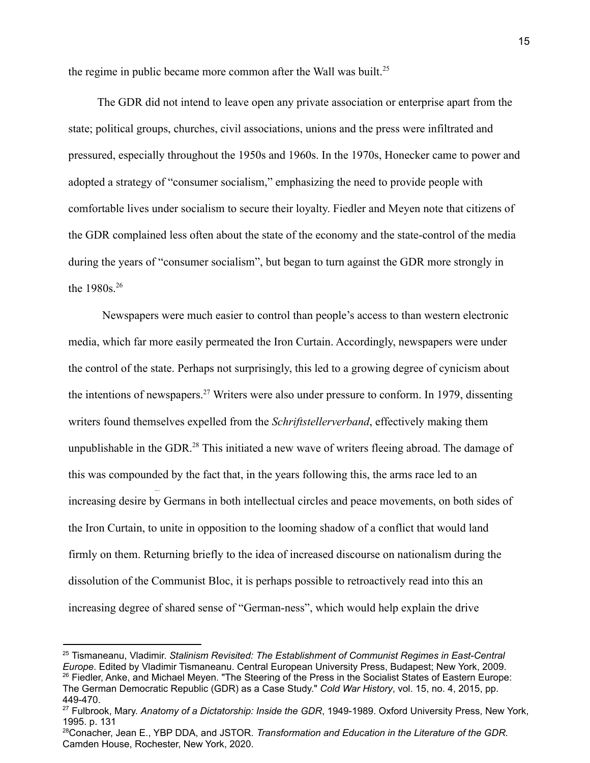the regime in public became more common after the Wall was built.[25]

The GDR did not intend to leave open any private association or enterprise apart from the state; political groups, churches, civil associations, unions and the press were infiltrated and pressured, especially throughout the 1950s and 1960s. In the 1970s, Honecker came to power and adopted a strategy of "consumer socialism," emphasizing the need to provide people with comfortable lives under socialism to secure their loyalty. Fiedler and Meyen note that citizens of the GDR complained less often about the state of the economy and the state-control of the media during the years of "consumer socialism", but began to turn against the GDR more strongly in the 1980s.[26]

Newspapers were much easier to control than people's access to than western electronic media, which far more easily permeated the Iron Curtain. Accordingly, newspapers were under the control of the state. Perhaps not surprisingly, this led to a growing degree of cynicism about the intentions of newspapers.[27] Writers were also under pressure to conform. In 1979, dissenting writers found themselves expelled from the *Schriftstellerverband*, effectively making them unpublishable in the GDR.[28] This initiated a new wave of writers fleeing abroad. The damage of this was compounded by the fact that, in the years following this, the arms race led to an increasing desire by Germans in both intellectual circles and peace movements, on both sides of the Iron Curtain, to unite in opposition to the looming shadow of a conflict that would land firmly on them. Returning briefly to the idea of increased discourse on nationalism during the dissolution of the Communist Bloc, it is perhaps possible to retroactively read into this an increasing degree of shared sense of "German-ness", which would help explain the drive

[25] Tismaneanu, Vladimir. *Stalinism Revisited: The Establishment of Communist Regimes in East-Central Europe*. Edited by Vladimir Tismaneanu. Central European University Press, Budapest; New York, 2009.

[26] Fiedler, Anke, and Michael Meyen. "The Steering of the Press in the Socialist States of Eastern Europe: The German Democratic Republic (GDR) as a Case Study." *Cold War History*, vol. 15, no. 4, 2015, pp. 449-470.

[27] Fulbrook, Mary. *Anatomy of a Dictatorship: Inside the GDR*, 1949-1989. Oxford University Press, New York, 1995. p. 131

[28] Conacher, Jean E., YBP DDA, and JSTOR. *Transformation and Education in the Literature of the GDR*. Camden House, Rochester, New York, 2020.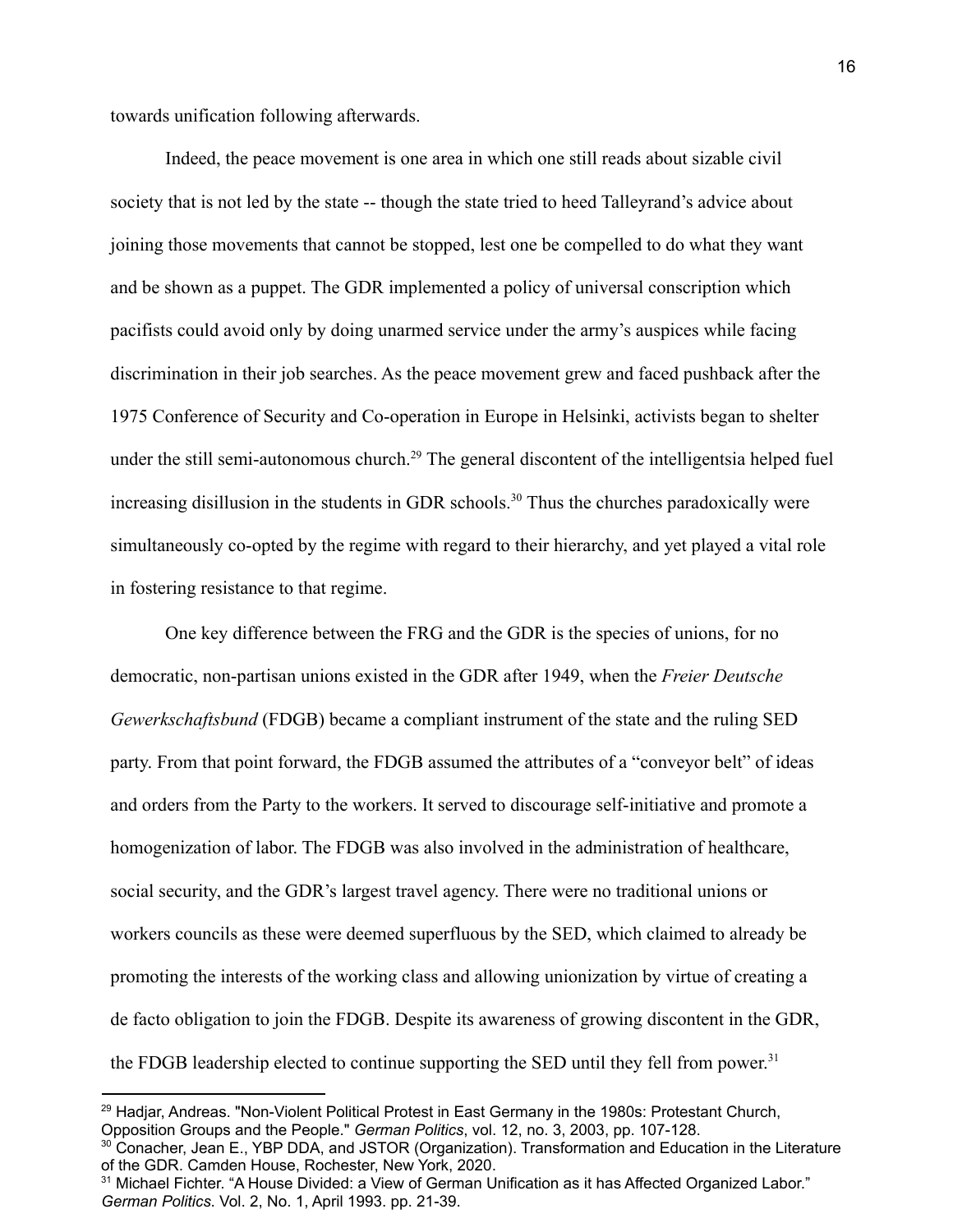towards unification following afterwards.

Indeed, the peace movement is one area in which one still reads about sizable civil society that is not led by the state -- though the state tried to heed Talleyrand's advice about joining those movements that cannot be stopped, lest one be compelled to do what they want and be shown as a puppet. The GDR implemented a policy of universal conscription which pacifists could avoid only by doing unarmed service under the army's auspices while facing discrimination in their job searches. As the peace movement grew and faced pushback after the 1975 Conference of Security and Co-operation in Europe in Helsinki, activists began to shelter under the still semi-autonomous church.[29] The general discontent of the intelligentsia helped fuel increasing disillusion in the students in GDR schools.[30] Thus the churches paradoxically were simultaneously co-opted by the regime with regard to their hierarchy, and yet played a vital role in fostering resistance to that regime.

One key difference between the FRG and the GDR is the species of unions, for no democratic, non-partisan unions existed in the GDR after 1949, when the *Freier Deutsche Gewerkschaftsbund* (FDGB) became a compliant instrument of the state and the ruling SED party. From that point forward, the FDGB assumed the attributes of a "conveyor belt" of ideas and orders from the Party to the workers. It served to discourage self-initiative and promote a homogenization of labor. The FDGB was also involved in the administration of healthcare, social security, and the GDR's largest travel agency. There were no traditional unions or workers councils as these were deemed superfluous by the SED, which claimed to already be promoting the interests of the working class and allowing unionization by virtue of creating a de facto obligation to join the FDGB. Despite its awareness of growing discontent in the GDR, the FDGB leadership elected to continue supporting the SED until they fell from power.[31]

---

[29] Hadjar, Andreas. "Non-Violent Political Protest in East Germany in the 1980s: Protestant Church, Opposition Groups and the People." *German Politics*, vol. 12, no. 3, 2003, pp. 107-128.

[30] Conacher, Jean E., YBP DDA, and JSTOR (Organization). Transformation and Education in the Literature of the GDR. Camden House, Rochester, New York, 2020.

[31] Michael Fichter. "A House Divided: a View of German Unification as it has Affected Organized Labor." *German Politics*. Vol. 2, No. 1, April 1993. pp. 21-39.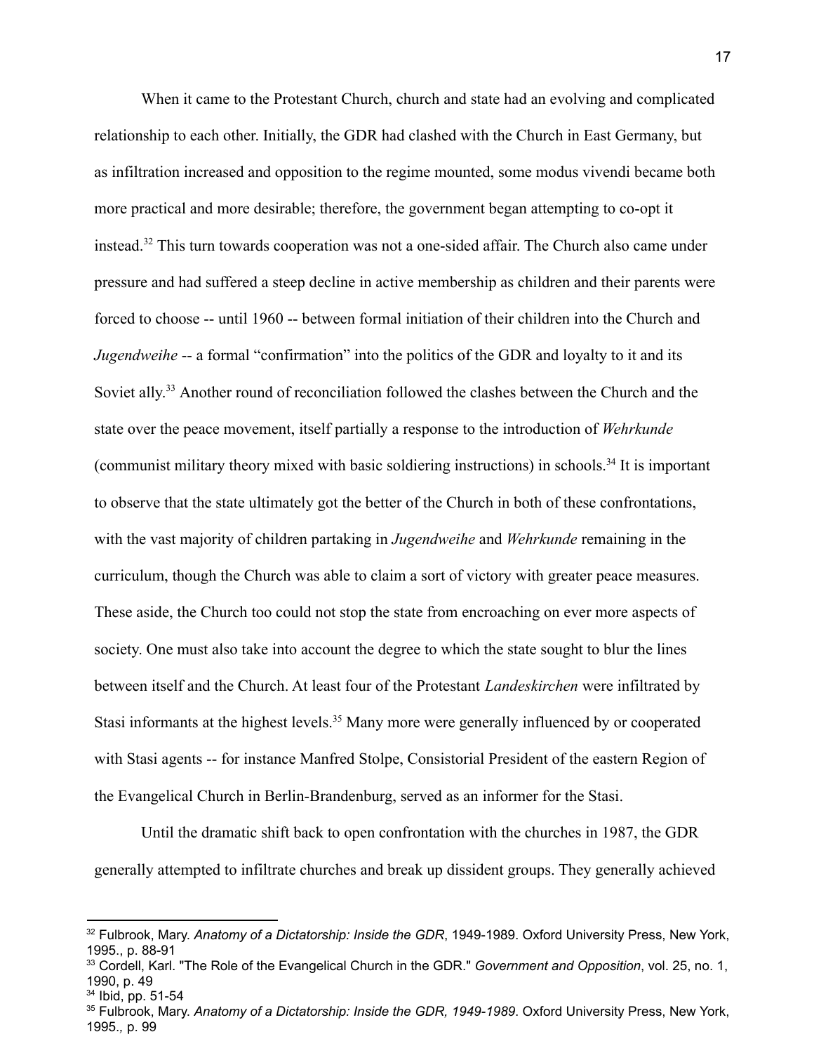When it came to the Protestant Church, church and state had an evolving and complicated relationship to each other. Initially, the GDR had clashed with the Church in East Germany, but as infiltration increased and opposition to the regime mounted, some modus vivendi became both more practical and more desirable; therefore, the government began attempting to co-opt it instead.[32] This turn towards cooperation was not a one-sided affair. The Church also came under pressure and had suffered a steep decline in active membership as children and their parents were forced to choose -- until 1960 -- between formal initiation of their children into the Church and *Jugendweihe* -- a formal "confirmation" into the politics of the GDR and loyalty to it and its Soviet ally.[33] Another round of reconciliation followed the clashes between the Church and the state over the peace movement, itself partially a response to the introduction of *Wehrkunde* (communist military theory mixed with basic soldiering instructions) in schools.[34] It is important to observe that the state ultimately got the better of the Church in both of these confrontations, with the vast majority of children partaking in *Jugendweihe* and *Wehrkunde* remaining in the curriculum, though the Church was able to claim a sort of victory with greater peace measures. These aside, the Church too could not stop the state from encroaching on ever more aspects of society. One must also take into account the degree to which the state sought to blur the lines between itself and the Church. At least four of the Protestant *Landeskirchen* were infiltrated by Stasi informants at the highest levels.[35] Many more were generally influenced by or cooperated with Stasi agents -- for instance Manfred Stolpe, Consistorial President of the eastern Region of the Evangelical Church in Berlin-Brandenburg, served as an informer for the Stasi.

Until the dramatic shift back to open confrontation with the churches in 1987, the GDR generally attempted to infiltrate churches and break up dissident groups. They generally achieved

---

[32] Fulbrook, Mary. *Anatomy of a Dictatorship: Inside the GDR*, 1949-1989. Oxford University Press, New York, 1995., p. 88-91

[33] Cordell, Karl. "The Role of the Evangelical Church in the GDR." *Government and Opposition*, vol. 25, no. 1, 1990, p. 49

[34] Ibid, pp. 51-54

[35] Fulbrook, Mary. *Anatomy of a Dictatorship: Inside the GDR, 1949-1989*. Oxford University Press, New York, 1995., p. 99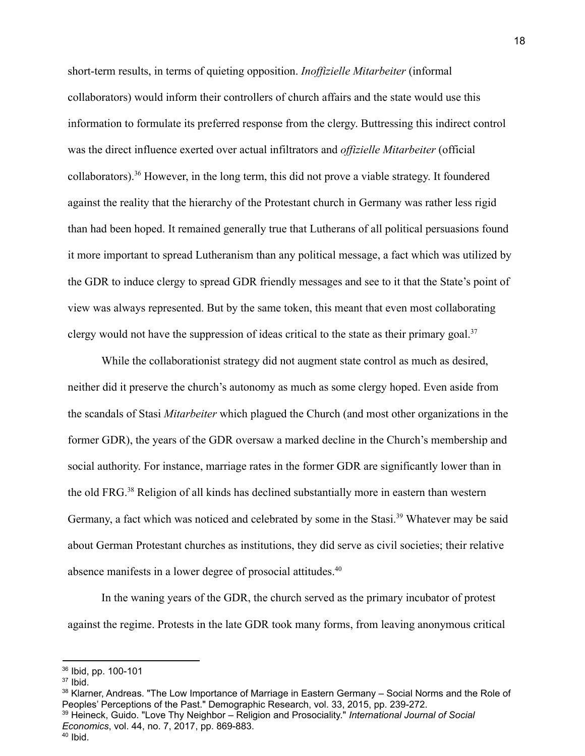short-term results, in terms of quieting opposition. *Inoffizielle Mitarbeiter* (informal collaborators) would inform their controllers of church affairs and the state would use this information to formulate its preferred response from the clergy. Buttressing this indirect control was the direct influence exerted over actual infiltrators and *offizielle Mitarbeiter* (official collaborators).[36] However, in the long term, this did not prove a viable strategy. It foundered against the reality that the hierarchy of the Protestant church in Germany was rather less rigid than had been hoped. It remained generally true that Lutherans of all political persuasions found it more important to spread Lutheranism than any political message, a fact which was utilized by the GDR to induce clergy to spread GDR friendly messages and see to it that the State's point of view was always represented. But by the same token, this meant that even most collaborating clergy would not have the suppression of ideas critical to the state as their primary goal.[37]

While the collaborationist strategy did not augment state control as much as desired, neither did it preserve the church's autonomy as much as some clergy hoped. Even aside from the scandals of Stasi *Mitarbeiter* which plagued the Church (and most other organizations in the former GDR), the years of the GDR oversaw a marked decline in the Church's membership and social authority. For instance, marriage rates in the former GDR are significantly lower than in the old FRG.[38] Religion of all kinds has declined substantially more in eastern than western Germany, a fact which was noticed and celebrated by some in the Stasi.[39] Whatever may be said about German Protestant churches as institutions, they did serve as civil societies; their relative absence manifests in a lower degree of prosocial attitudes.[40]

In the waning years of the GDR, the church served as the primary incubator of protest against the regime. Protests in the late GDR took many forms, from leaving anonymous critical

---

[36] Ibid, pp. 100-101

[37] Ibid.

[38] Klarner, Andreas. "The Low Importance of Marriage in Eastern Germany – Social Norms and the Role of Peoples' Perceptions of the Past." Demographic Research, vol. 33, 2015, pp. 239-272.

[39] Heineck, Guido. "Love Thy Neighbor – Religion and Prosociality." *International Journal of Social Economics*, vol. 44, no. 7, 2017, pp. 869-883.

[40] Ibid.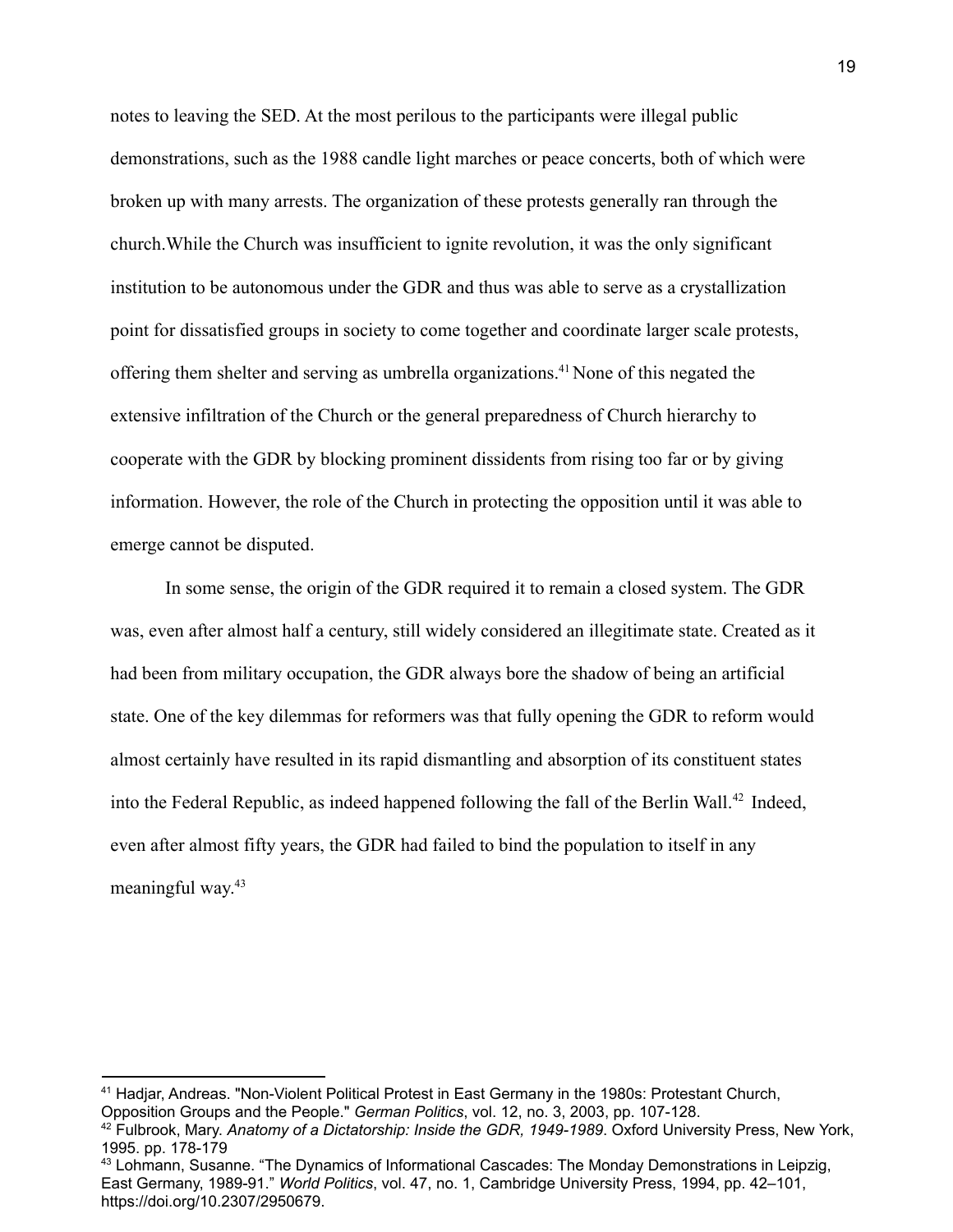notes to leaving the SED. At the most perilous to the participants were illegal public demonstrations, such as the 1988 candle light marches or peace concerts, both of which were broken up with many arrests. The organization of these protests generally ran through the church.While the Church was insufficient to ignite revolution, it was the only significant institution to be autonomous under the GDR and thus was able to serve as a crystallization point for dissatisfied groups in society to come together and coordinate larger scale protests, offering them shelter and serving as umbrella organizations.[41] None of this negated the extensive infiltration of the Church or the general preparedness of Church hierarchy to cooperate with the GDR by blocking prominent dissidents from rising too far or by giving information. However, the role of the Church in protecting the opposition until it was able to emerge cannot be disputed.

In some sense, the origin of the GDR required it to remain a closed system. The GDR was, even after almost half a century, still widely considered an illegitimate state. Created as it had been from military occupation, the GDR always bore the shadow of being an artificial state. One of the key dilemmas for reformers was that fully opening the GDR to reform would almost certainly have resulted in its rapid dismantling and absorption of its constituent states into the Federal Republic, as indeed happened following the fall of the Berlin Wall.[42] Indeed, even after almost fifty years, the GDR had failed to bind the population to itself in any meaningful way.[43]

---

[41] Hadjar, Andreas. "Non-Violent Political Protest in East Germany in the 1980s: Protestant Church, Opposition Groups and the People." *German Politics*, vol. 12, no. 3, 2003, pp. 107-128.

[42] Fulbrook, Mary. *Anatomy of a Dictatorship: Inside the GDR, 1949-1989*. Oxford University Press, New York, 1995. pp. 178-179

[43] Lohmann, Susanne. "The Dynamics of Informational Cascades: The Monday Demonstrations in Leipzig, East Germany, 1989-91." *World Politics*, vol. 47, no. 1, Cambridge University Press, 1994, pp. 42–101, https://doi.org/10.2307/2950679.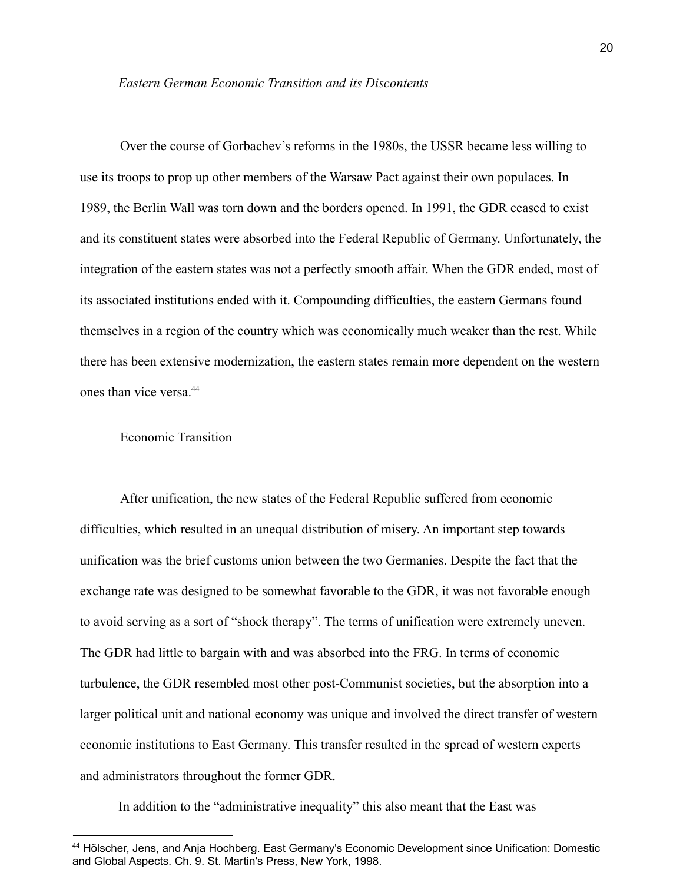### *Eastern German Economic Transition and its Discontents*

Over the course of Gorbachev's reforms in the 1980s, the USSR became less willing to use its troops to prop up other members of the Warsaw Pact against their own populaces. In 1989, the Berlin Wall was torn down and the borders opened. In 1991, the GDR ceased to exist and its constituent states were absorbed into the Federal Republic of Germany. Unfortunately, the integration of the eastern states was not a perfectly smooth affair. When the GDR ended, most of its associated institutions ended with it. Compounding difficulties, the eastern Germans found themselves in a region of the country which was economically much weaker than the rest. While there has been extensive modernization, the eastern states remain more dependent on the western ones than vice versa.[44]

#### Economic Transition

After unification, the new states of the Federal Republic suffered from economic difficulties, which resulted in an unequal distribution of misery. An important step towards unification was the brief customs union between the two Germanies. Despite the fact that the exchange rate was designed to be somewhat favorable to the GDR, it was not favorable enough to avoid serving as a sort of "shock therapy". The terms of unification were extremely uneven. The GDR had little to bargain with and was absorbed into the FRG. In terms of economic turbulence, the GDR resembled most other post-Communist societies, but the absorption into a larger political unit and national economy was unique and involved the direct transfer of western economic institutions to East Germany. This transfer resulted in the spread of western experts and administrators throughout the former GDR.

In addition to the "administrative inequality" this also meant that the East was

[44] Hölscher, Jens, and Anja Hochberg. East Germany's Economic Development since Unification: Domestic and Global Aspects. Ch. 9. St. Martin's Press, New York, 1998.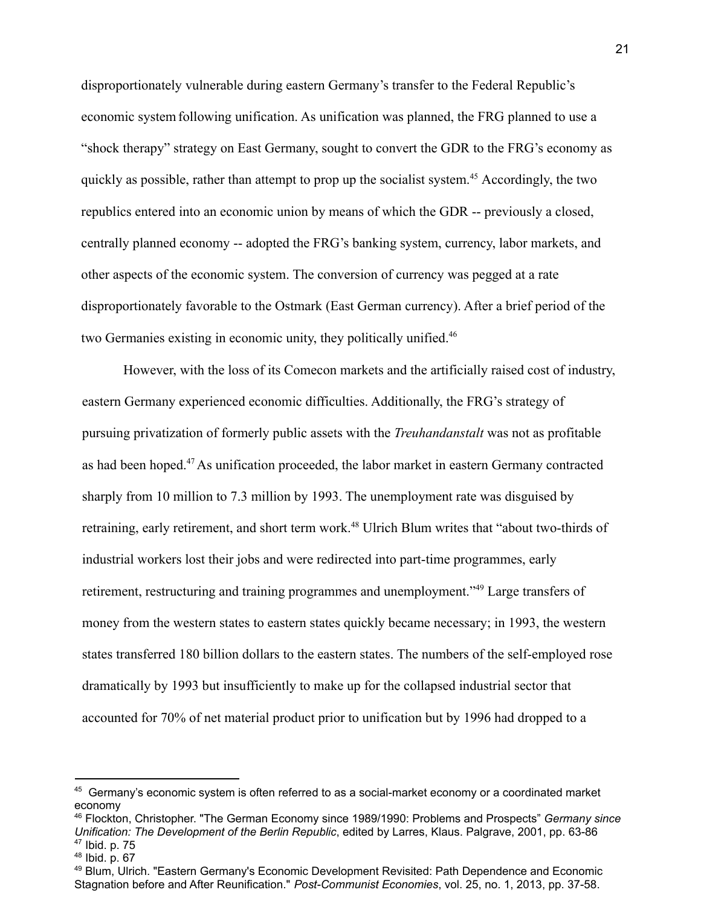disproportionately vulnerable during eastern Germany's transfer to the Federal Republic's economic system following unification. As unification was planned, the FRG planned to use a "shock therapy" strategy on East Germany, sought to convert the GDR to the FRG's economy as quickly as possible, rather than attempt to prop up the socialist system.[45] Accordingly, the two republics entered into an economic union by means of which the GDR -- previously a closed, centrally planned economy -- adopted the FRG's banking system, currency, labor markets, and other aspects of the economic system. The conversion of currency was pegged at a rate disproportionately favorable to the Ostmark (East German currency). After a brief period of the two Germanies existing in economic unity, they politically unified.[46]

However, with the loss of its Comecon markets and the artificially raised cost of industry, eastern Germany experienced economic difficulties. Additionally, the FRG's strategy of pursuing privatization of formerly public assets with the *Treuhandanstalt* was not as profitable as had been hoped.[47] As unification proceeded, the labor market in eastern Germany contracted sharply from 10 million to 7.3 million by 1993. The unemployment rate was disguised by retraining, early retirement, and short term work.[48] Ulrich Blum writes that "about two-thirds of industrial workers lost their jobs and were redirected into part-time programmes, early retirement, restructuring and training programmes and unemployment."[49] Large transfers of money from the western states to eastern states quickly became necessary; in 1993, the western states transferred 180 billion dollars to the eastern states. The numbers of the self-employed rose dramatically by 1993 but insufficiently to make up for the collapsed industrial sector that accounted for 70% of net material product prior to unification but by 1996 had dropped to a

---

[45] Germany's economic system is often referred to as a social-market economy or a coordinated market economy

[46] Flockton, Christopher. "The German Economy since 1989/1990: Problems and Prospects" *Germany since Unification: The Development of the Berlin Republic*, edited by Larres, Klaus. Palgrave, 2001, pp. 63-86

[47] Ibid. p. 75

[48] Ibid. p. 67

[49] Blum, Ulrich. "Eastern Germany's Economic Development Revisited: Path Dependence and Economic Stagnation before and After Reunification." *Post-Communist Economies*, vol. 25, no. 1, 2013, pp. 37-58.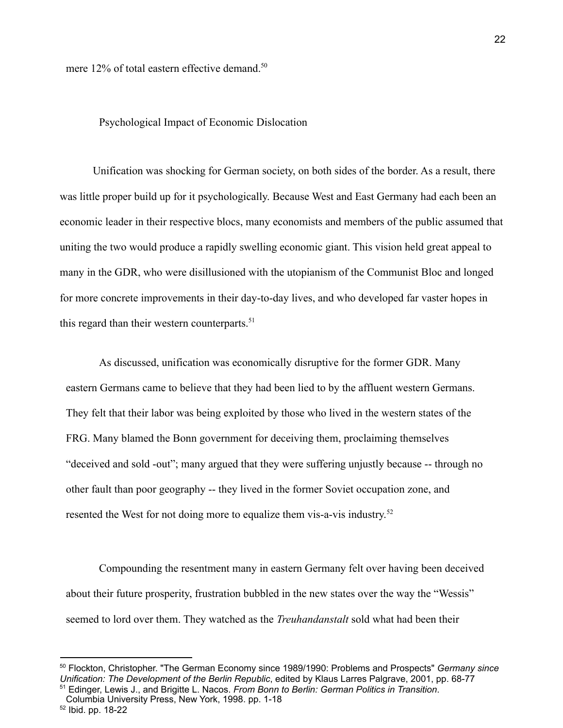mere 12% of total eastern effective demand.[50]

## Psychological Impact of Economic Dislocation

Unification was shocking for German society, on both sides of the border. As a result, there was little proper build up for it psychologically. Because West and East Germany had each been an economic leader in their respective blocs, many economists and members of the public assumed that uniting the two would produce a rapidly swelling economic giant. This vision held great appeal to many in the GDR, who were disillusioned with the utopianism of the Communist Bloc and longed for more concrete improvements in their day-to-day lives, and who developed far vaster hopes in this regard than their western counterparts.[51]

As discussed, unification was economically disruptive for the former GDR. Many eastern Germans came to believe that they had been lied to by the affluent western Germans. They felt that their labor was being exploited by those who lived in the western states of the FRG. Many blamed the Bonn government for deceiving them, proclaiming themselves "deceived and sold -out"; many argued that they were suffering unjustly because -- through no other fault than poor geography -- they lived in the former Soviet occupation zone, and resented the West for not doing more to equalize them vis-a-vis industry.[52]

Compounding the resentment many in eastern Germany felt over having been deceived about their future prosperity, frustration bubbled in the new states over the way the "Wessis" seemed to lord over them. They watched as the *Treuhandanstalt* sold what had been their

---

[50] Flockton, Christopher. "The German Economy since 1989/1990: Problems and Prospects" *Germany since Unification: The Development of the Berlin Republic*, edited by Klaus Larres Palgrave, 2001, pp. 68-77

[51] Edinger, Lewis J., and Brigitte L. Nacos. *From Bonn to Berlin: German Politics in Transition*. Columbia University Press, New York, 1998. pp. 1-18

[52] Ibid. pp. 18-22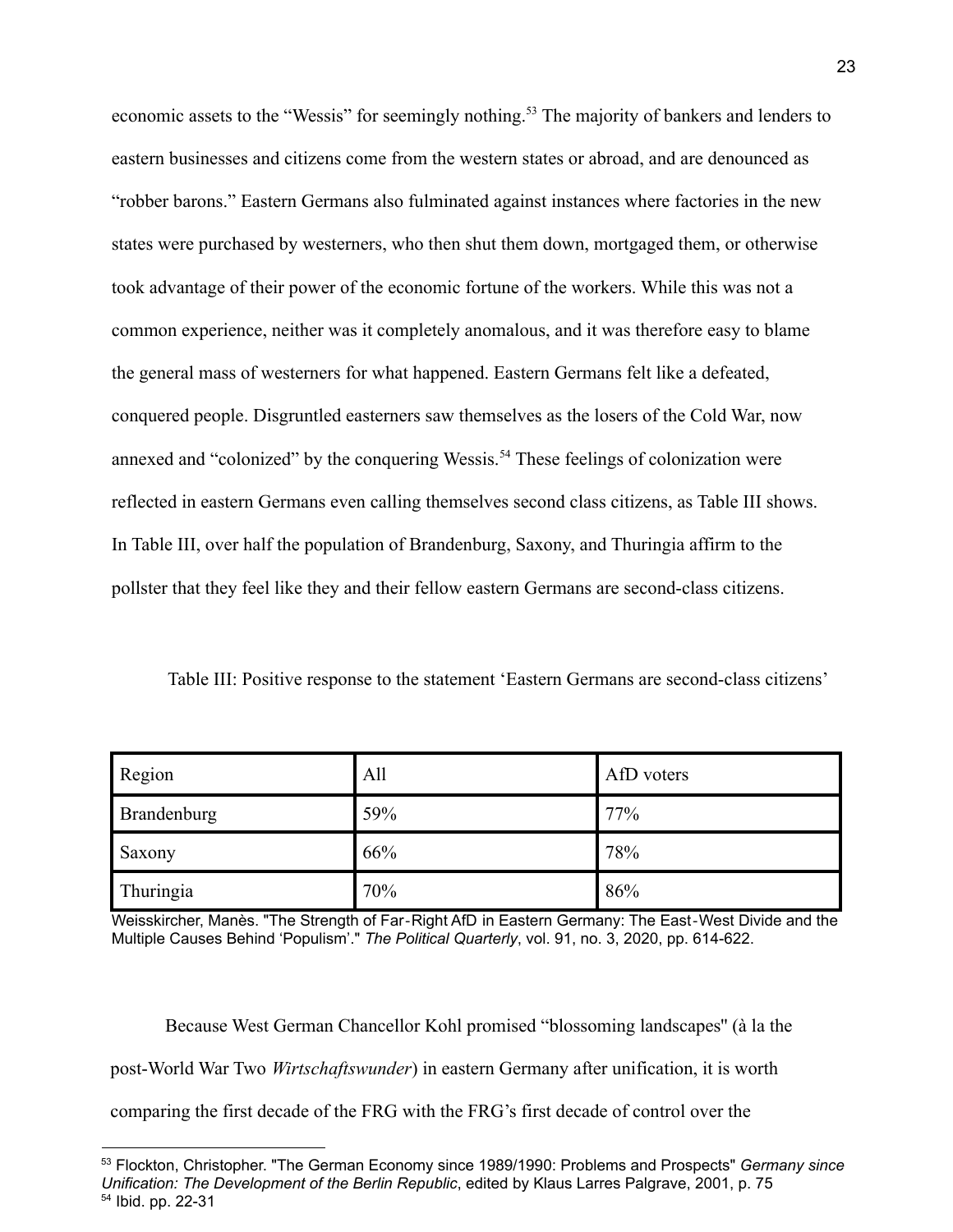economic assets to the "Wessis" for seemingly nothing.[53] The majority of bankers and lenders to eastern businesses and citizens come from the western states or abroad, and are denounced as "robber barons." Eastern Germans also fulminated against instances where factories in the new states were purchased by westerners, who then shut them down, mortgaged them, or otherwise took advantage of their power of the economic fortune of the workers. While this was not a common experience, neither was it completely anomalous, and it was therefore easy to blame the general mass of westerners for what happened. Eastern Germans felt like a defeated, conquered people. Disgruntled easterners saw themselves as the losers of the Cold War, now annexed and "colonized" by the conquering Wessis.[54] These feelings of colonization were reflected in eastern Germans even calling themselves second class citizens, as Table III shows. In Table III, over half the population of Brandenburg, Saxony, and Thuringia affirm to the pollster that they feel like they and their fellow eastern Germans are second-class citizens.

Table III: Positive response to the statement 'Eastern Germans are second-class citizens'

| Region | All | AfD voters |
|---|---|---|
| Brandenburg | 59% | 77% |
| Saxony | 66% | 78% |
| Thuringia | 70% | 86% |

Weisskircher, Manès. "The Strength of Far-Right AfD in Eastern Germany: The East-West Divide and the Multiple Causes Behind 'Populism'." *The Political Quarterly*, vol. 91, no. 3, 2020, pp. 614-622.

Because West German Chancellor Kohl promised "blossoming landscapes" (à la the post-World War Two *Wirtschaftswunder*) in eastern Germany after unification, it is worth comparing the first decade of the FRG with the FRG's first decade of control over the

---

[53] Flockton, Christopher. "The German Economy since 1989/1990: Problems and Prospects" *Germany since Unification: The Development of the Berlin Republic*, edited by Klaus Larres Palgrave, 2001, p. 75

[54] Ibid. pp. 22-31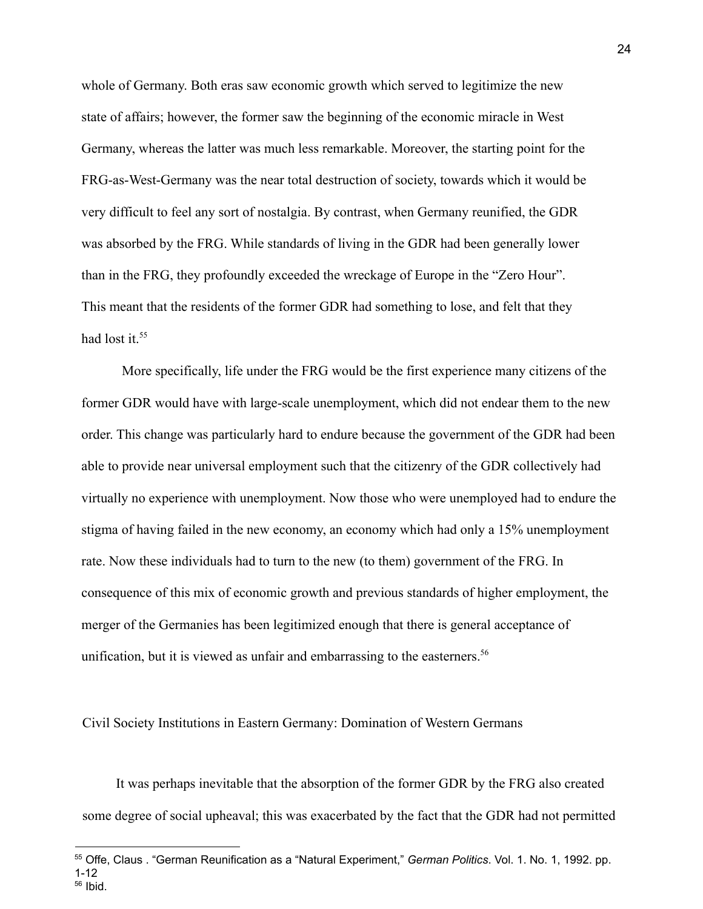whole of Germany. Both eras saw economic growth which served to legitimize the new state of affairs; however, the former saw the beginning of the economic miracle in West Germany, whereas the latter was much less remarkable. Moreover, the starting point for the FRG-as-West-Germany was the near total destruction of society, towards which it would be very difficult to feel any sort of nostalgia. By contrast, when Germany reunified, the GDR was absorbed by the FRG. While standards of living in the GDR had been generally lower than in the FRG, they profoundly exceeded the wreckage of Europe in the "Zero Hour". This meant that the residents of the former GDR had something to lose, and felt that they had lost it.[55]

More specifically, life under the FRG would be the first experience many citizens of the former GDR would have with large-scale unemployment, which did not endear them to the new order. This change was particularly hard to endure because the government of the GDR had been able to provide near universal employment such that the citizenry of the GDR collectively had virtually no experience with unemployment. Now those who were unemployed had to endure the stigma of having failed in the new economy, an economy which had only a 15% unemployment rate. Now these individuals had to turn to the new (to them) government of the FRG. In consequence of this mix of economic growth and previous standards of higher employment, the merger of the Germanies has been legitimized enough that there is general acceptance of unification, but it is viewed as unfair and embarrassing to the easterners.[56]

## Civil Society Institutions in Eastern Germany: Domination of Western Germans

It was perhaps inevitable that the absorption of the former GDR by the FRG also created some degree of social upheaval; this was exacerbated by the fact that the GDR had not permitted

---

[55] Offe, Claus . "German Reunification as a "Natural Experiment," *German Politics*. Vol. 1. No. 1, 1992. pp. 1-12

[56] Ibid.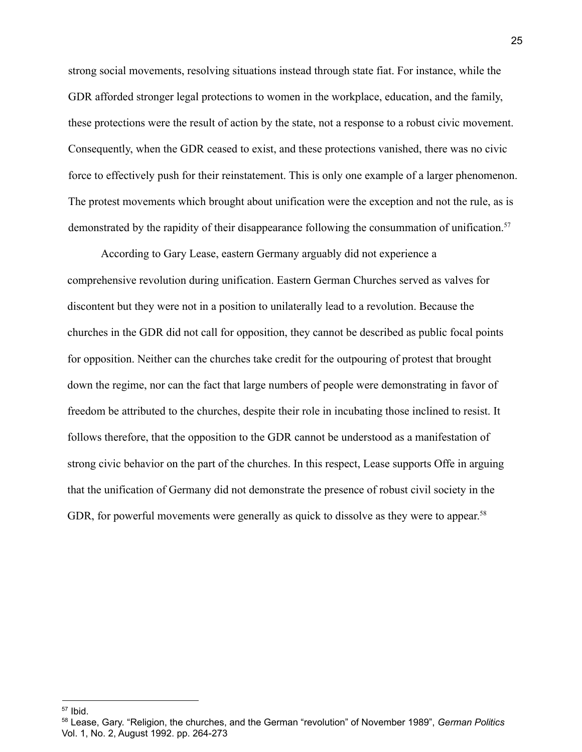strong social movements, resolving situations instead through state fiat. For instance, while the GDR afforded stronger legal protections to women in the workplace, education, and the family, these protections were the result of action by the state, not a response to a robust civic movement. Consequently, when the GDR ceased to exist, and these protections vanished, there was no civic force to effectively push for their reinstatement. This is only one example of a larger phenomenon. The protest movements which brought about unification were the exception and not the rule, as is demonstrated by the rapidity of their disappearance following the consummation of unification.[57]

According to Gary Lease, eastern Germany arguably did not experience a comprehensive revolution during unification. Eastern German Churches served as valves for discontent but they were not in a position to unilaterally lead to a revolution. Because the churches in the GDR did not call for opposition, they cannot be described as public focal points for opposition. Neither can the churches take credit for the outpouring of protest that brought down the regime, nor can the fact that large numbers of people were demonstrating in favor of freedom be attributed to the churches, despite their role in incubating those inclined to resist. It follows therefore, that the opposition to the GDR cannot be understood as a manifestation of strong civic behavior on the part of the churches. In this respect, Lease supports Offe in arguing that the unification of Germany did not demonstrate the presence of robust civil society in the GDR, for powerful movements were generally as quick to dissolve as they were to appear.[58]

---

[57] Ibid.

[58] Lease, Gary. "Religion, the churches, and the German "revolution" of November 1989", *German Politics* Vol. 1, No. 2, August 1992. pp. 264-273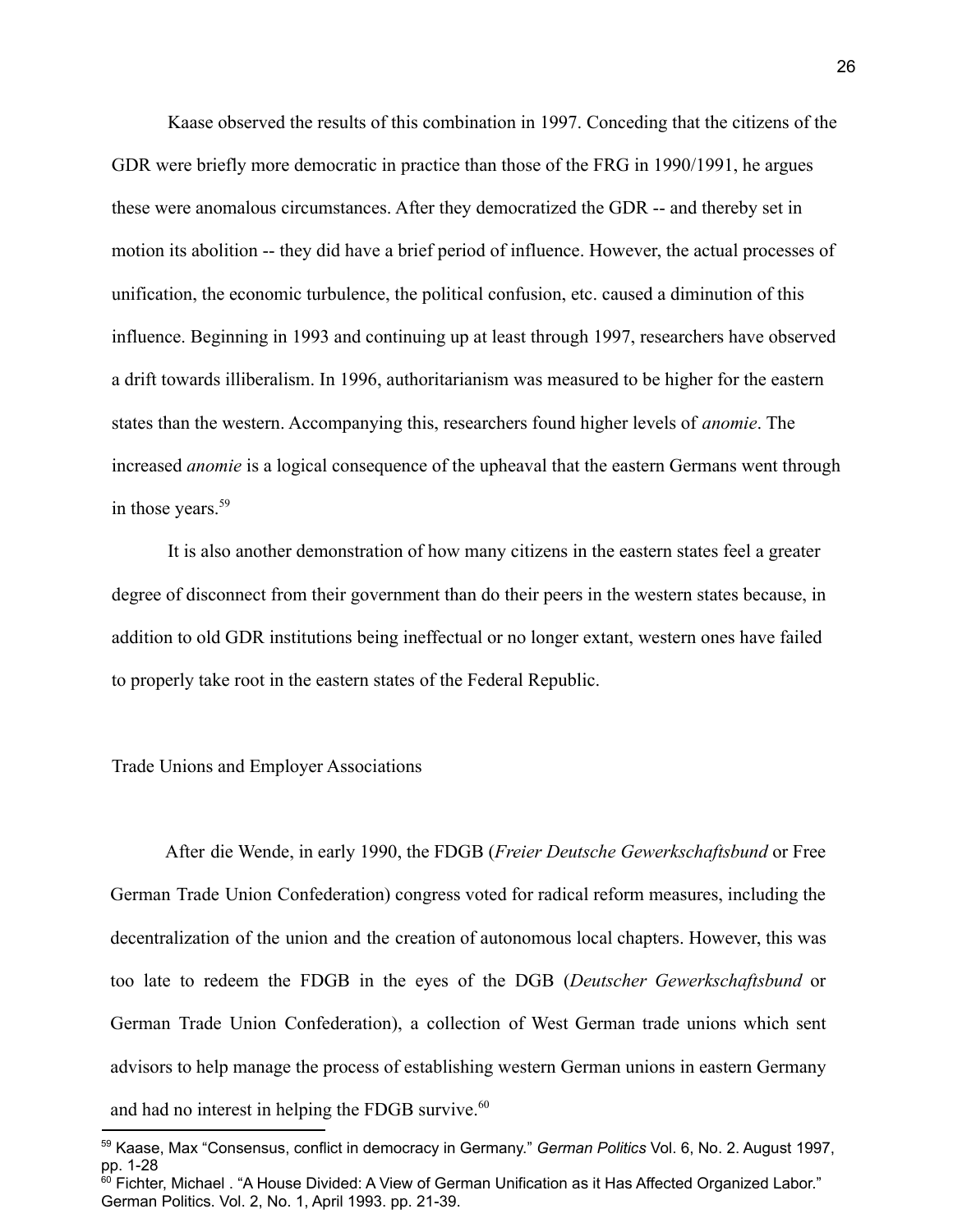Kaase observed the results of this combination in 1997. Conceding that the citizens of the GDR were briefly more democratic in practice than those of the FRG in 1990/1991, he argues these were anomalous circumstances. After they democratized the GDR -- and thereby set in motion its abolition -- they did have a brief period of influence. However, the actual processes of unification, the economic turbulence, the political confusion, etc. caused a diminution of this influence. Beginning in 1993 and continuing up at least through 1997, researchers have observed a drift towards illiberalism. In 1996, authoritarianism was measured to be higher for the eastern states than the western. Accompanying this, researchers found higher levels of *anomie*. The increased *anomie* is a logical consequence of the upheaval that the eastern Germans went through in those years.[59]

It is also another demonstration of how many citizens in the eastern states feel a greater degree of disconnect from their government than do their peers in the western states because, in addition to old GDR institutions being ineffectual or no longer extant, western ones have failed to properly take root in the eastern states of the Federal Republic.

## Trade Unions and Employer Associations

After die Wende, in early 1990, the FDGB (*Freier Deutsche Gewerkschaftsbund* or Free German Trade Union Confederation) congress voted for radical reform measures, including the decentralization of the union and the creation of autonomous local chapters. However, this was too late to redeem the FDGB in the eyes of the DGB (*Deutscher Gewerkschaftsbund* or German Trade Union Confederation), a collection of West German trade unions which sent advisors to help manage the process of establishing western German unions in eastern Germany and had no interest in helping the FDGB survive.[60]

---

[59] Kaase, Max "Consensus, conflict in democracy in Germany." *German Politics* Vol. 6, No. 2. August 1997, pp. 1-28

[60] Fichter, Michael . "A House Divided: A View of German Unification as it Has Affected Organized Labor." German Politics. Vol. 2, No. 1, April 1993. pp. 21-39.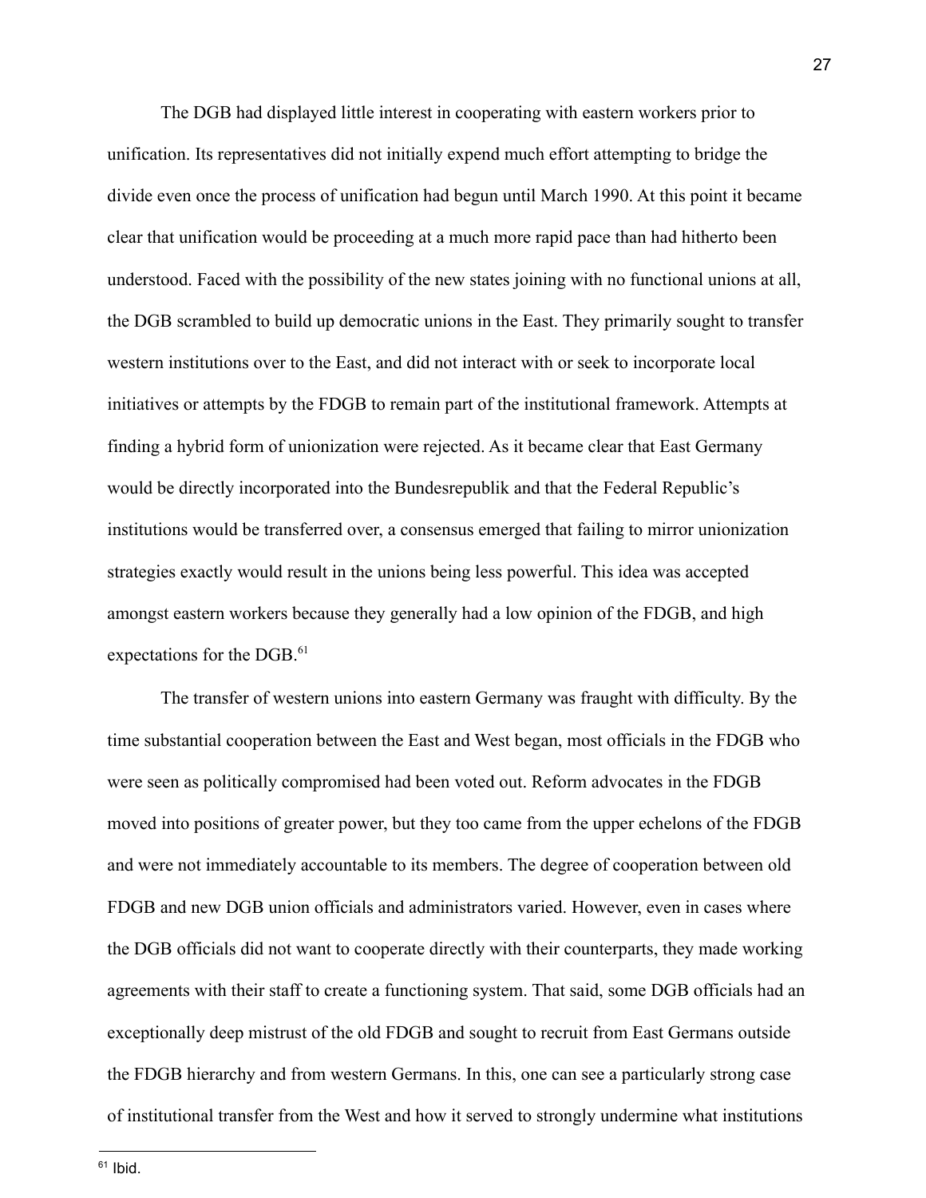The DGB had displayed little interest in cooperating with eastern workers prior to unification. Its representatives did not initially expend much effort attempting to bridge the divide even once the process of unification had begun until March 1990. At this point it became clear that unification would be proceeding at a much more rapid pace than had hitherto been understood. Faced with the possibility of the new states joining with no functional unions at all, the DGB scrambled to build up democratic unions in the East. They primarily sought to transfer western institutions over to the East, and did not interact with or seek to incorporate local initiatives or attempts by the FDGB to remain part of the institutional framework. Attempts at finding a hybrid form of unionization were rejected. As it became clear that East Germany would be directly incorporated into the Bundesrepublik and that the Federal Republic's institutions would be transferred over, a consensus emerged that failing to mirror unionization strategies exactly would result in the unions being less powerful. This idea was accepted amongst eastern workers because they generally had a low opinion of the FDGB, and high expectations for the DGB.[61]

The transfer of western unions into eastern Germany was fraught with difficulty. By the time substantial cooperation between the East and West began, most officials in the FDGB who were seen as politically compromised had been voted out. Reform advocates in the FDGB moved into positions of greater power, but they too came from the upper echelons of the FDGB and were not immediately accountable to its members. The degree of cooperation between old FDGB and new DGB union officials and administrators varied. However, even in cases where the DGB officials did not want to cooperate directly with their counterparts, they made working agreements with their staff to create a functioning system. That said, some DGB officials had an exceptionally deep mistrust of the old FDGB and sought to recruit from East Germans outside the FDGB hierarchy and from western Germans. In this, one can see a particularly strong case of institutional transfer from the West and how it served to strongly undermine what institutions

[61] Ibid.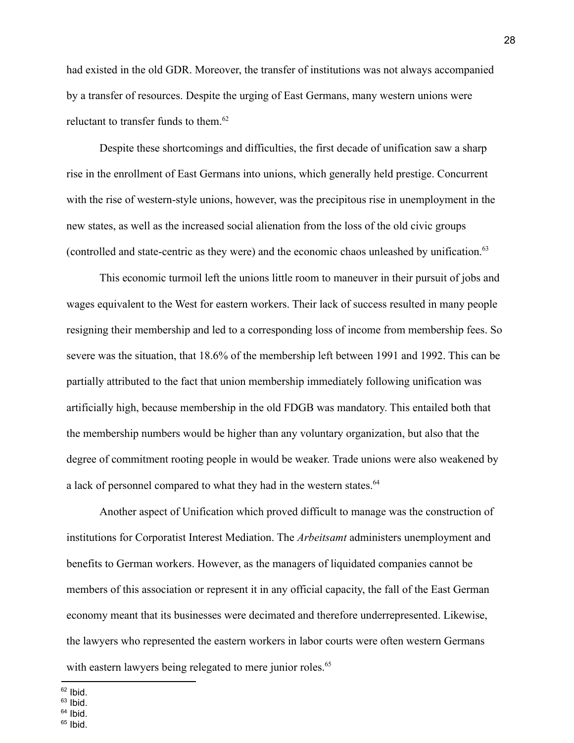had existed in the old GDR. Moreover, the transfer of institutions was not always accompanied by a transfer of resources. Despite the urging of East Germans, many western unions were reluctant to transfer funds to them.[62]

Despite these shortcomings and difficulties, the first decade of unification saw a sharp rise in the enrollment of East Germans into unions, which generally held prestige. Concurrent with the rise of western-style unions, however, was the precipitous rise in unemployment in the new states, as well as the increased social alienation from the loss of the old civic groups (controlled and state-centric as they were) and the economic chaos unleashed by unification.[63]

This economic turmoil left the unions little room to maneuver in their pursuit of jobs and wages equivalent to the West for eastern workers. Their lack of success resulted in many people resigning their membership and led to a corresponding loss of income from membership fees. So severe was the situation, that 18.6% of the membership left between 1991 and 1992. This can be partially attributed to the fact that union membership immediately following unification was artificially high, because membership in the old FDGB was mandatory. This entailed both that the membership numbers would be higher than any voluntary organization, but also that the degree of commitment rooting people in would be weaker. Trade unions were also weakened by a lack of personnel compared to what they had in the western states.[64]

Another aspect of Unification which proved difficult to manage was the construction of institutions for Corporatist Interest Mediation. The *Arbeitsamt* administers unemployment and benefits to German workers. However, as the managers of liquidated companies cannot be members of this association or represent it in any official capacity, the fall of the East German economy meant that its businesses were decimated and therefore underrepresented. Likewise, the lawyers who represented the eastern workers in labor courts were often western Germans with eastern lawyers being relegated to mere junior roles.[65]

[62] Ibid.
[63] Ibid.
[64] Ibid.
[65] Ibid.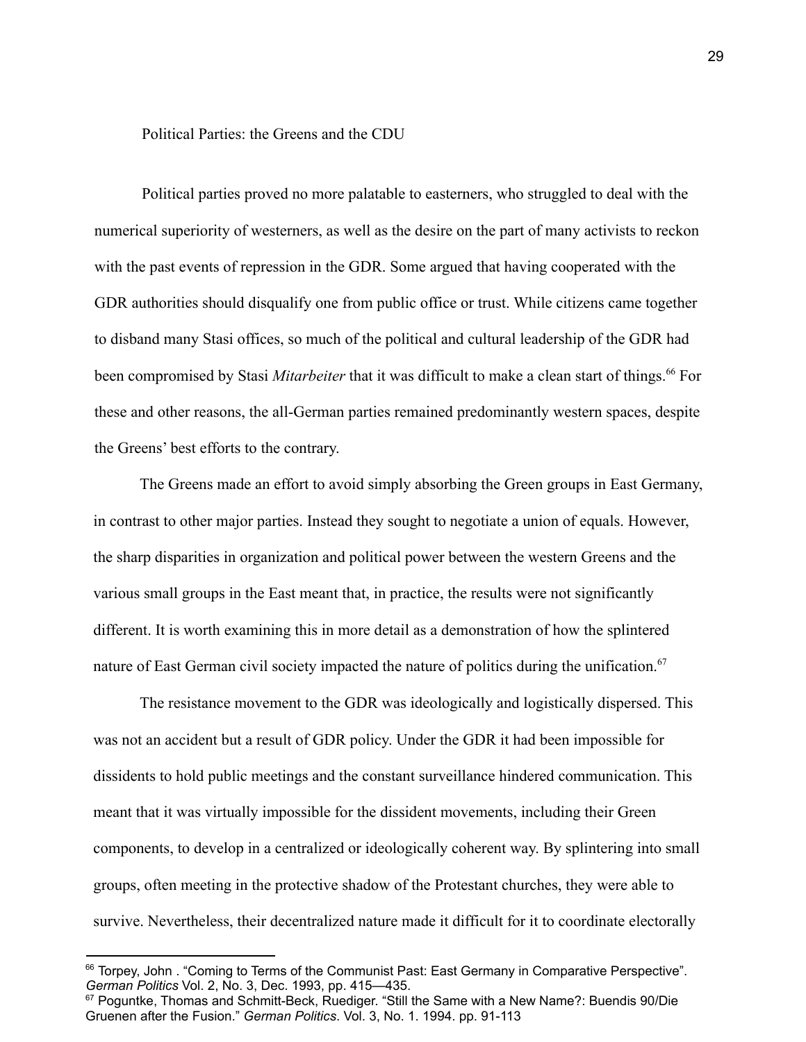## Political Parties: the Greens and the CDU

Political parties proved no more palatable to easterners, who struggled to deal with the numerical superiority of westerners, as well as the desire on the part of many activists to reckon with the past events of repression in the GDR. Some argued that having cooperated with the GDR authorities should disqualify one from public office or trust. While citizens came together to disband many Stasi offices, so much of the political and cultural leadership of the GDR had been compromised by Stasi *Mitarbeiter* that it was difficult to make a clean start of things.[66] For these and other reasons, the all-German parties remained predominantly western spaces, despite the Greens' best efforts to the contrary.

The Greens made an effort to avoid simply absorbing the Green groups in East Germany, in contrast to other major parties. Instead they sought to negotiate a union of equals. However, the sharp disparities in organization and political power between the western Greens and the various small groups in the East meant that, in practice, the results were not significantly different. It is worth examining this in more detail as a demonstration of how the splintered nature of East German civil society impacted the nature of politics during the unification.[67]

The resistance movement to the GDR was ideologically and logistically dispersed. This was not an accident but a result of GDR policy. Under the GDR it had been impossible for dissidents to hold public meetings and the constant surveillance hindered communication. This meant that it was virtually impossible for the dissident movements, including their Green components, to develop in a centralized or ideologically coherent way. By splintering into small groups, often meeting in the protective shadow of the Protestant churches, they were able to survive. Nevertheless, their decentralized nature made it difficult for it to coordinate electorally

---

[66] Torpey, John . "Coming to Terms of the Communist Past: East Germany in Comparative Perspective". *German Politics* Vol. 2, No. 3, Dec. 1993, pp. 415—435.

[67] Poguntke, Thomas and Schmitt-Beck, Ruediger. "Still the Same with a New Name?: Buendis 90/Die Gruenen after the Fusion." *German Politics*. Vol. 3, No. 1. 1994. pp. 91-113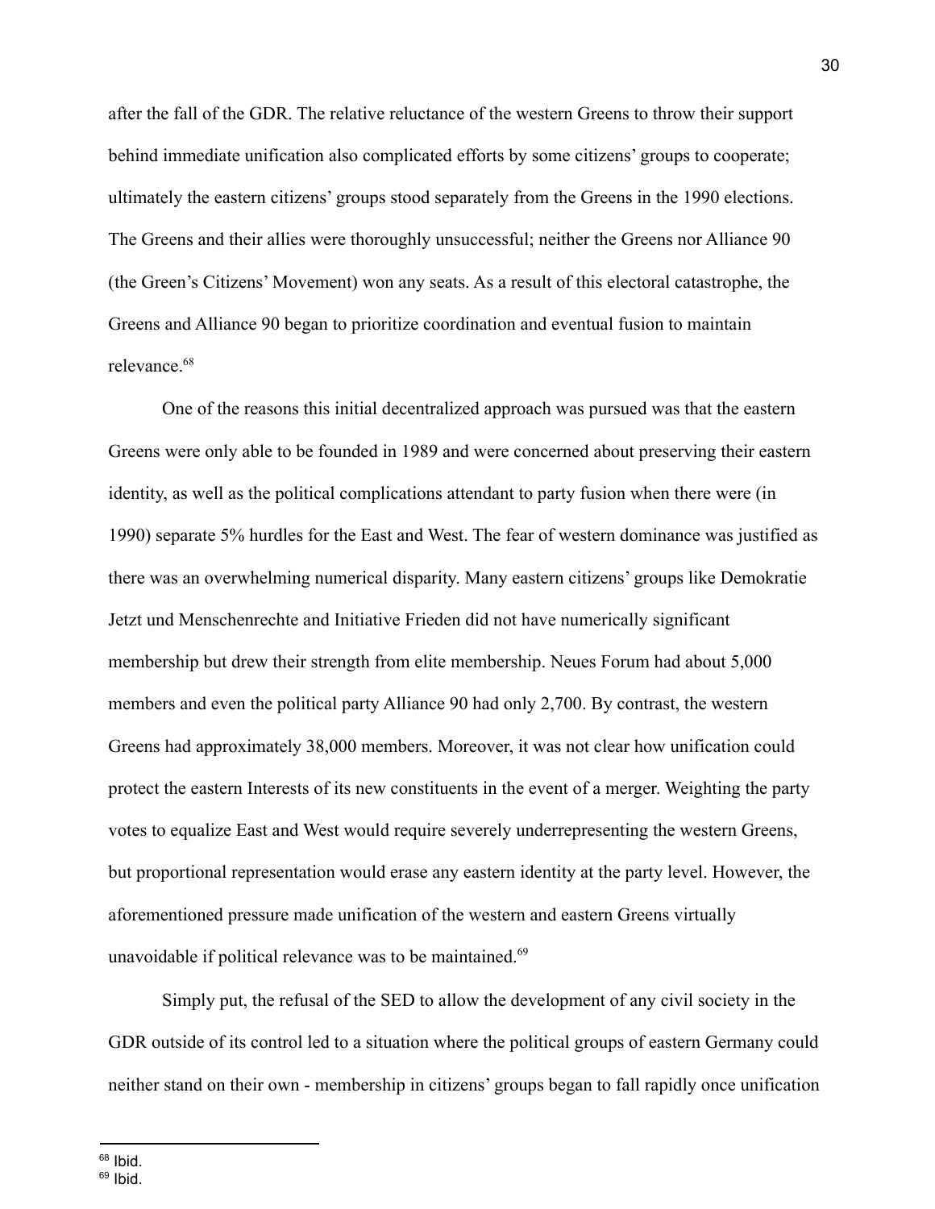after the fall of the GDR. The relative reluctance of the western Greens to throw their support behind immediate unification also complicated efforts by some citizens' groups to cooperate; ultimately the eastern citizens' groups stood separately from the Greens in the 1990 elections. The Greens and their allies were thoroughly unsuccessful; neither the Greens nor Alliance 90 (the Green's Citizens' Movement) won any seats. As a result of this electoral catastrophe, the Greens and Alliance 90 began to prioritize coordination and eventual fusion to maintain relevance.[68]

One of the reasons this initial decentralized approach was pursued was that the eastern Greens were only able to be founded in 1989 and were concerned about preserving their eastern identity, as well as the political complications attendant to party fusion when there were (in 1990) separate 5% hurdles for the East and West. The fear of western dominance was justified as there was an overwhelming numerical disparity. Many eastern citizens' groups like Demokratie Jetzt und Menschenrechte and Initiative Frieden did not have numerically significant membership but drew their strength from elite membership. Neues Forum had about 5,000 members and even the political party Alliance 90 had only 2,700. By contrast, the western Greens had approximately 38,000 members. Moreover, it was not clear how unification could protect the eastern Interests of its new constituents in the event of a merger. Weighting the party votes to equalize East and West would require severely underrepresenting the western Greens, but proportional representation would erase any eastern identity at the party level. However, the aforementioned pressure made unification of the western and eastern Greens virtually unavoidable if political relevance was to be maintained.[69]

Simply put, the refusal of the SED to allow the development of any civil society in the GDR outside of its control led to a situation where the political groups of eastern Germany could neither stand on their own - membership in citizens' groups began to fall rapidly once unification

[68] Ibid.

[69] Ibid.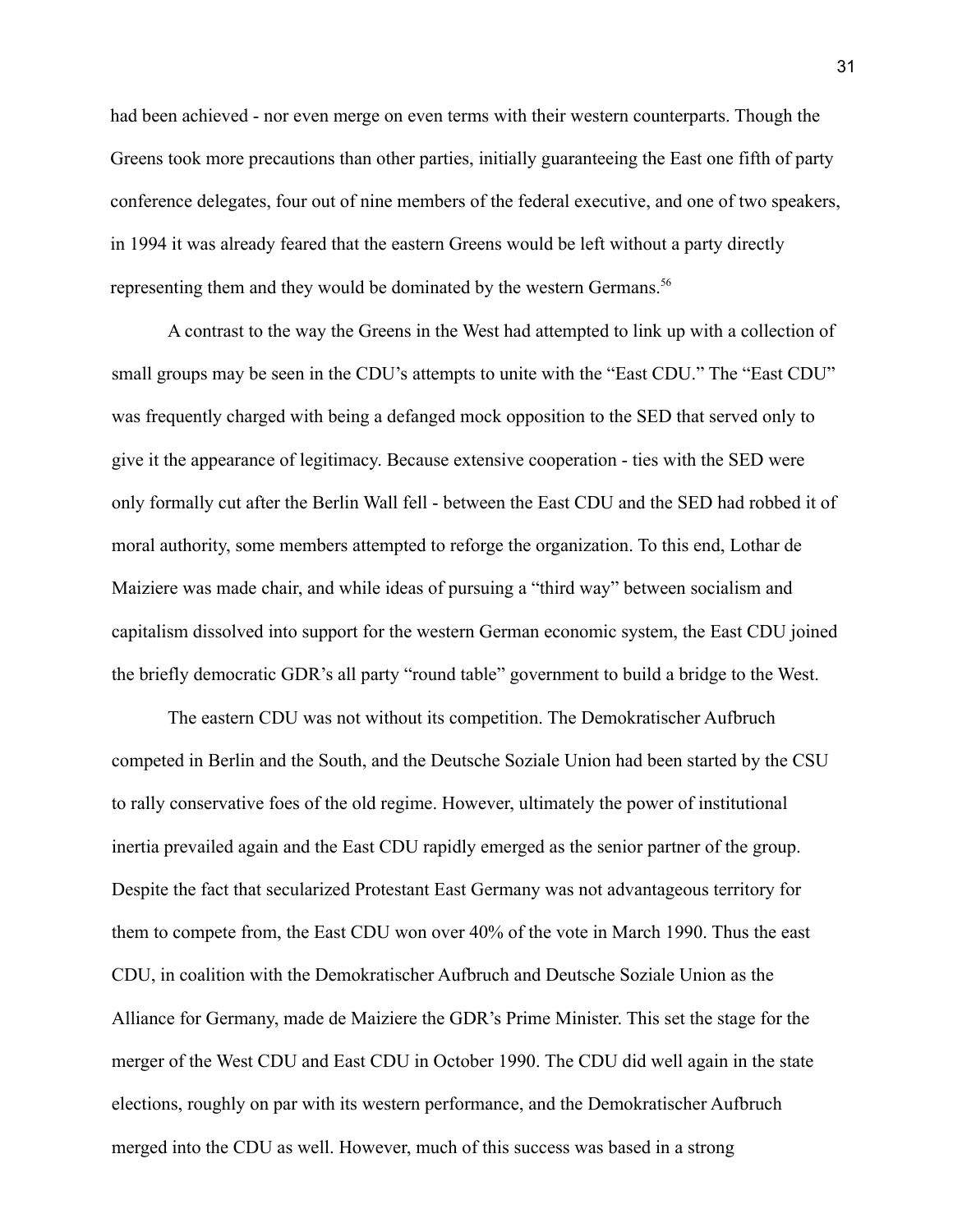had been achieved - nor even merge on even terms with their western counterparts. Though the Greens took more precautions than other parties, initially guaranteeing the East one fifth of party conference delegates, four out of nine members of the federal executive, and one of two speakers, in 1994 it was already feared that the eastern Greens would be left without a party directly representing them and they would be dominated by the western Germans.[56]

A contrast to the way the Greens in the West had attempted to link up with a collection of small groups may be seen in the CDU's attempts to unite with the "East CDU." The "East CDU" was frequently charged with being a defanged mock opposition to the SED that served only to give it the appearance of legitimacy. Because extensive cooperation - ties with the SED were only formally cut after the Berlin Wall fell - between the East CDU and the SED had robbed it of moral authority, some members attempted to reforge the organization. To this end, Lothar de Maiziere was made chair, and while ideas of pursuing a "third way" between socialism and capitalism dissolved into support for the western German economic system, the East CDU joined the briefly democratic GDR's all party "round table" government to build a bridge to the West.

The eastern CDU was not without its competition. The Demokratischer Aufbruch competed in Berlin and the South, and the Deutsche Soziale Union had been started by the CSU to rally conservative foes of the old regime. However, ultimately the power of institutional inertia prevailed again and the East CDU rapidly emerged as the senior partner of the group. Despite the fact that secularized Protestant East Germany was not advantageous territory for them to compete from, the East CDU won over 40% of the vote in March 1990. Thus the east CDU, in coalition with the Demokratischer Aufbruch and Deutsche Soziale Union as the Alliance for Germany, made de Maiziere the GDR's Prime Minister. This set the stage for the merger of the West CDU and East CDU in October 1990. The CDU did well again in the state elections, roughly on par with its western performance, and the Demokratischer Aufbruch merged into the CDU as well. However, much of this success was based in a strong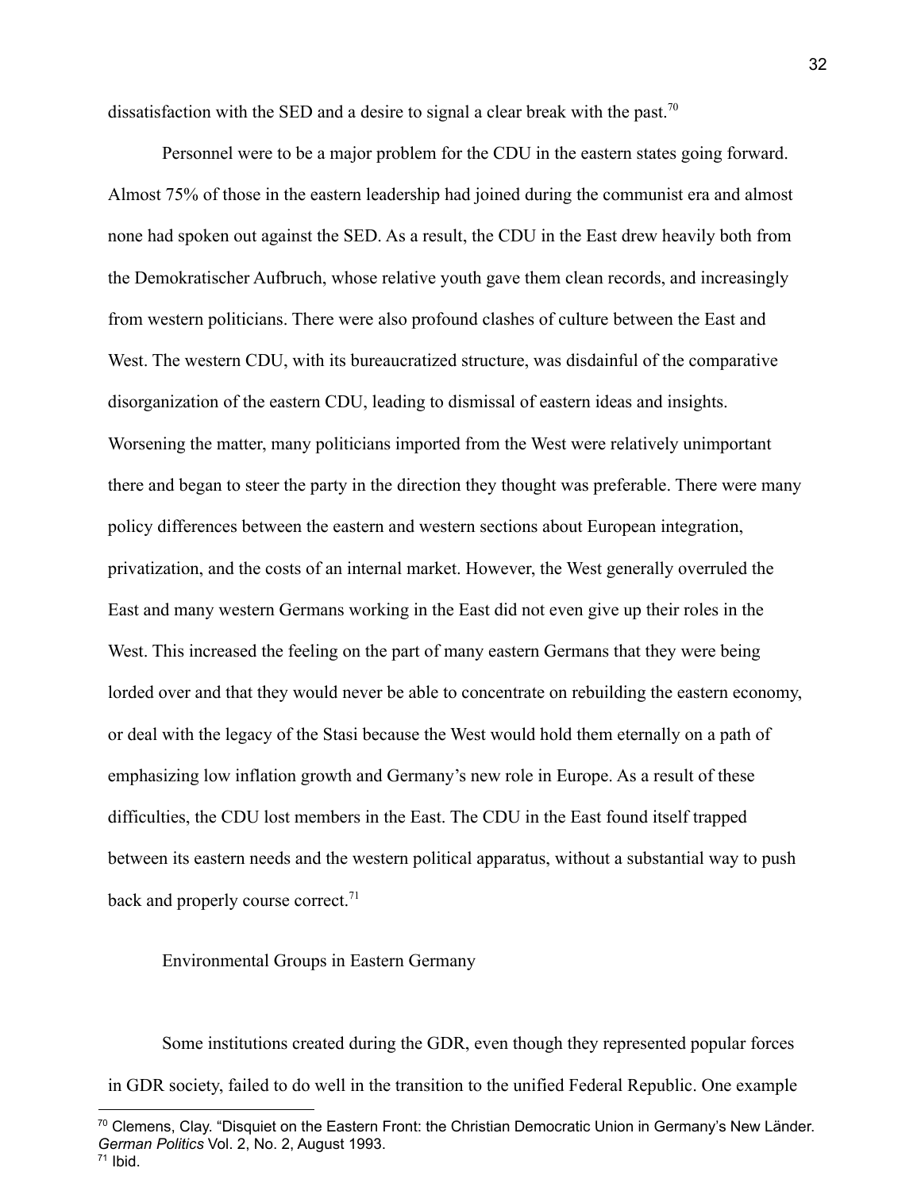dissatisfaction with the SED and a desire to signal a clear break with the past.[70]

Personnel were to be a major problem for the CDU in the eastern states going forward. Almost 75% of those in the eastern leadership had joined during the communist era and almost none had spoken out against the SED. As a result, the CDU in the East drew heavily both from the Demokratischer Aufbruch, whose relative youth gave them clean records, and increasingly from western politicians. There were also profound clashes of culture between the East and West. The western CDU, with its bureaucratized structure, was disdainful of the comparative disorganization of the eastern CDU, leading to dismissal of eastern ideas and insights. Worsening the matter, many politicians imported from the West were relatively unimportant there and began to steer the party in the direction they thought was preferable. There were many policy differences between the eastern and western sections about European integration, privatization, and the costs of an internal market. However, the West generally overruled the East and many western Germans working in the East did not even give up their roles in the West. This increased the feeling on the part of many eastern Germans that they were being lorded over and that they would never be able to concentrate on rebuilding the eastern economy, or deal with the legacy of the Stasi because the West would hold them eternally on a path of emphasizing low inflation growth and Germany's new role in Europe. As a result of these difficulties, the CDU lost members in the East. The CDU in the East found itself trapped between its eastern needs and the western political apparatus, without a substantial way to push back and properly course correct.[71]

## Environmental Groups in Eastern Germany

Some institutions created during the GDR, even though they represented popular forces in GDR society, failed to do well in the transition to the unified Federal Republic. One example

---

[70] Clemens, Clay. "Disquiet on the Eastern Front: the Christian Democratic Union in Germany's New Länder. *German Politics* Vol. 2, No. 2, August 1993.

[71] Ibid.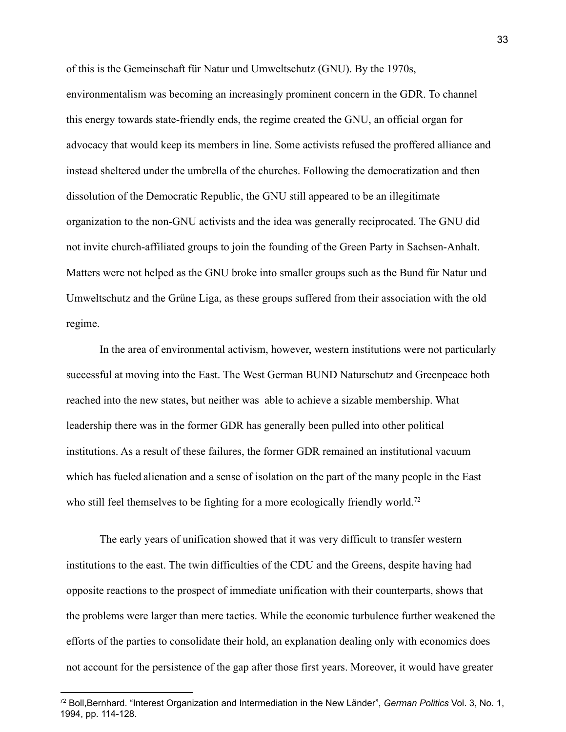of this is the Gemeinschaft für Natur und Umweltschutz (GNU). By the 1970s, environmentalism was becoming an increasingly prominent concern in the GDR. To channel this energy towards state-friendly ends, the regime created the GNU, an official organ for advocacy that would keep its members in line. Some activists refused the proffered alliance and instead sheltered under the umbrella of the churches. Following the democratization and then dissolution of the Democratic Republic, the GNU still appeared to be an illegitimate organization to the non-GNU activists and the idea was generally reciprocated. The GNU did not invite church-affiliated groups to join the founding of the Green Party in Sachsen-Anhalt. Matters were not helped as the GNU broke into smaller groups such as the Bund für Natur und Umweltschutz and the Grüne Liga, as these groups suffered from their association with the old regime.

In the area of environmental activism, however, western institutions were not particularly successful at moving into the East. The West German BUND Naturschutz and Greenpeace both reached into the new states, but neither was able to achieve a sizable membership. What leadership there was in the former GDR has generally been pulled into other political institutions. As a result of these failures, the former GDR remained an institutional vacuum which has fueled alienation and a sense of isolation on the part of the many people in the East who still feel themselves to be fighting for a more ecologically friendly world.[72]

The early years of unification showed that it was very difficult to transfer western institutions to the east. The twin difficulties of the CDU and the Greens, despite having had opposite reactions to the prospect of immediate unification with their counterparts, shows that the problems were larger than mere tactics. While the economic turbulence further weakened the efforts of the parties to consolidate their hold, an explanation dealing only with economics does not account for the persistence of the gap after those first years. Moreover, it would have greater

[72] Boll,Bernhard. "Interest Organization and Intermediation in the New Länder", *German Politics* Vol. 3, No. 1, 1994, pp. 114-128.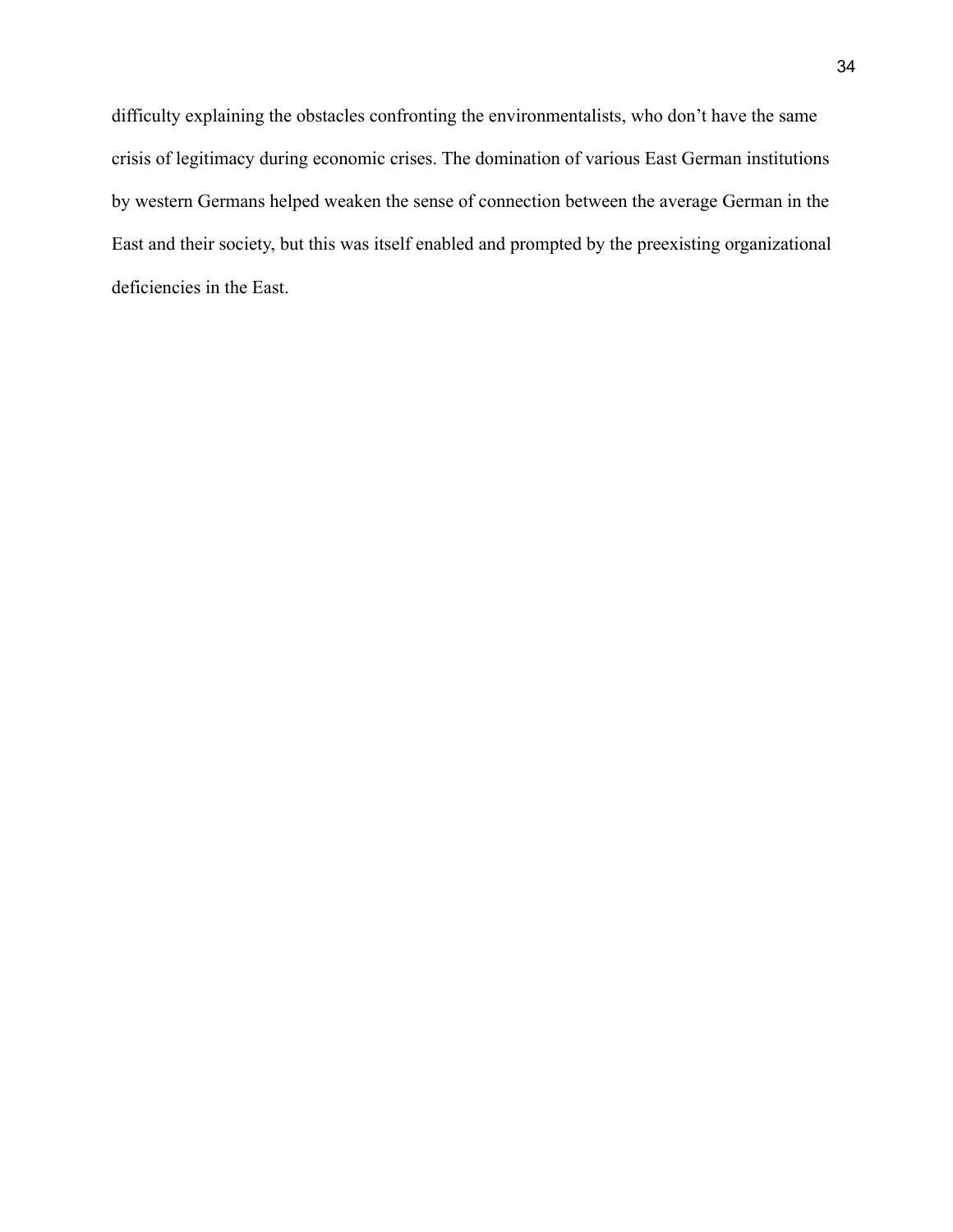difficulty explaining the obstacles confronting the environmentalists, who don't have the same crisis of legitimacy during economic crises. The domination of various East German institutions by western Germans helped weaken the sense of connection between the average German in the East and their society, but this was itself enabled and prompted by the preexisting organizational deficiencies in the East.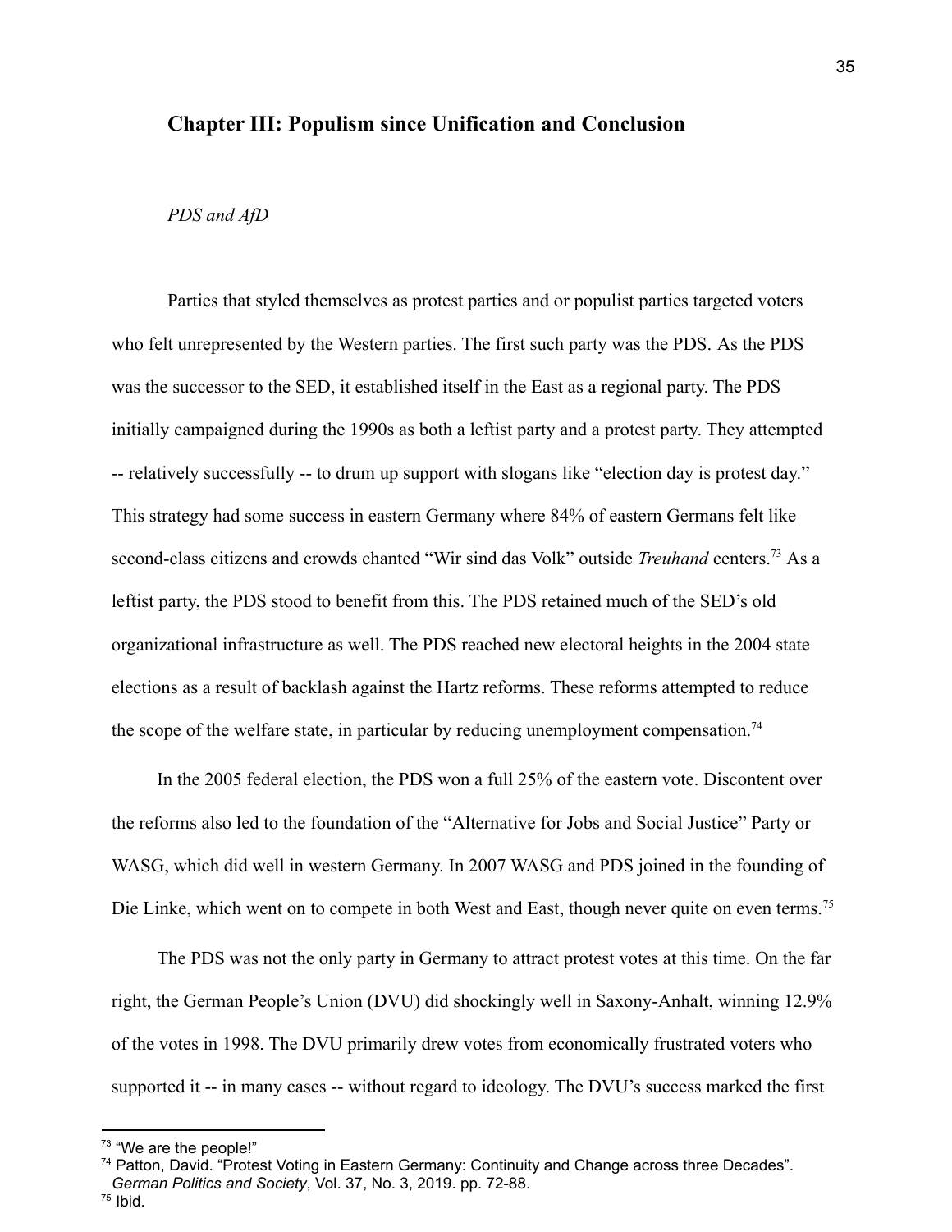## Chapter III: Populism since Unification and Conclusion

### *PDS and AfD*

Parties that styled themselves as protest parties and or populist parties targeted voters who felt unrepresented by the Western parties. The first such party was the PDS. As the PDS was the successor to the SED, it established itself in the East as a regional party. The PDS initially campaigned during the 1990s as both a leftist party and a protest party. They attempted -- relatively successfully -- to drum up support with slogans like "election day is protest day." This strategy had some success in eastern Germany where 84% of eastern Germans felt like second-class citizens and crowds chanted "Wir sind das Volk" outside *Treuhand* centers.[73] As a leftist party, the PDS stood to benefit from this. The PDS retained much of the SED's old organizational infrastructure as well. The PDS reached new electoral heights in the 2004 state elections as a result of backlash against the Hartz reforms. These reforms attempted to reduce the scope of the welfare state, in particular by reducing unemployment compensation.[74]

In the 2005 federal election, the PDS won a full 25% of the eastern vote. Discontent over the reforms also led to the foundation of the "Alternative for Jobs and Social Justice" Party or WASG, which did well in western Germany. In 2007 WASG and PDS joined in the founding of Die Linke, which went on to compete in both West and East, though never quite on even terms.[75]

The PDS was not the only party in Germany to attract protest votes at this time. On the far right, the German People's Union (DVU) did shockingly well in Saxony-Anhalt, winning 12.9% of the votes in 1998. The DVU primarily drew votes from economically frustrated voters who supported it -- in many cases -- without regard to ideology. The DVU's success marked the first

---

[73] "We are the people!"

[74] Patton, David. "Protest Voting in Eastern Germany: Continuity and Change across three Decades". *German Politics and Society*, Vol. 37, No. 3, 2019. pp. 72-88.

[75] Ibid.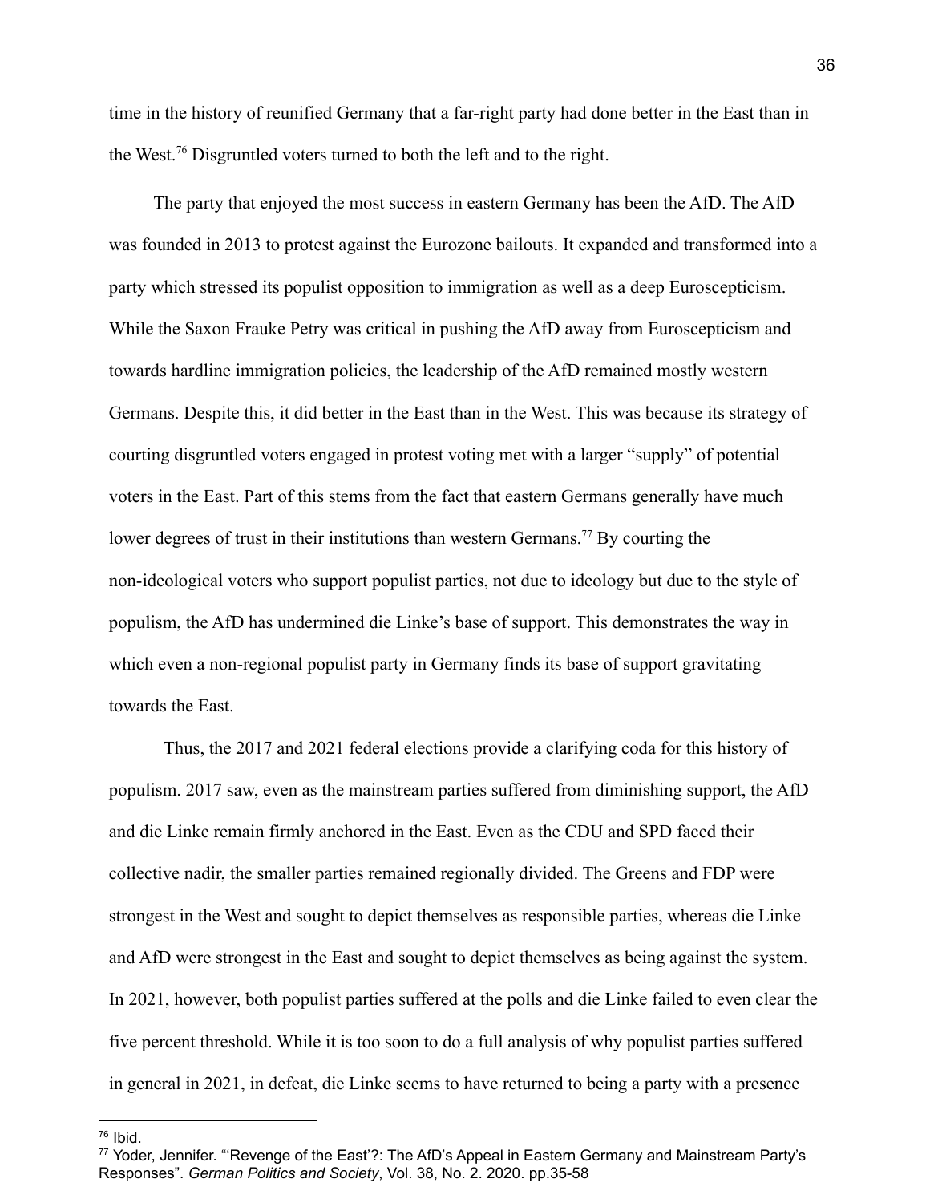time in the history of reunified Germany that a far-right party had done better in the East than in the West.[76] Disgruntled voters turned to both the left and to the right.

The party that enjoyed the most success in eastern Germany has been the AfD. The AfD was founded in 2013 to protest against the Eurozone bailouts. It expanded and transformed into a party which stressed its populist opposition to immigration as well as a deep Euroscepticism. While the Saxon Frauke Petry was critical in pushing the AfD away from Euroscepticism and towards hardline immigration policies, the leadership of the AfD remained mostly western Germans. Despite this, it did better in the East than in the West. This was because its strategy of courting disgruntled voters engaged in protest voting met with a larger "supply" of potential voters in the East. Part of this stems from the fact that eastern Germans generally have much lower degrees of trust in their institutions than western Germans.[77] By courting the non-ideological voters who support populist parties, not due to ideology but due to the style of populism, the AfD has undermined die Linke's base of support. This demonstrates the way in which even a non-regional populist party in Germany finds its base of support gravitating towards the East.

Thus, the 2017 and 2021 federal elections provide a clarifying coda for this history of populism. 2017 saw, even as the mainstream parties suffered from diminishing support, the AfD and die Linke remain firmly anchored in the East. Even as the CDU and SPD faced their collective nadir, the smaller parties remained regionally divided. The Greens and FDP were strongest in the West and sought to depict themselves as responsible parties, whereas die Linke and AfD were strongest in the East and sought to depict themselves as being against the system. In 2021, however, both populist parties suffered at the polls and die Linke failed to even clear the five percent threshold. While it is too soon to do a full analysis of why populist parties suffered in general in 2021, in defeat, die Linke seems to have returned to being a party with a presence

---

[76] Ibid.

[77] Yoder, Jennifer. "'Revenge of the East'?: The AfD's Appeal in Eastern Germany and Mainstream Party's Responses". *German Politics and Society*, Vol. 38, No. 2. 2020. pp.35-58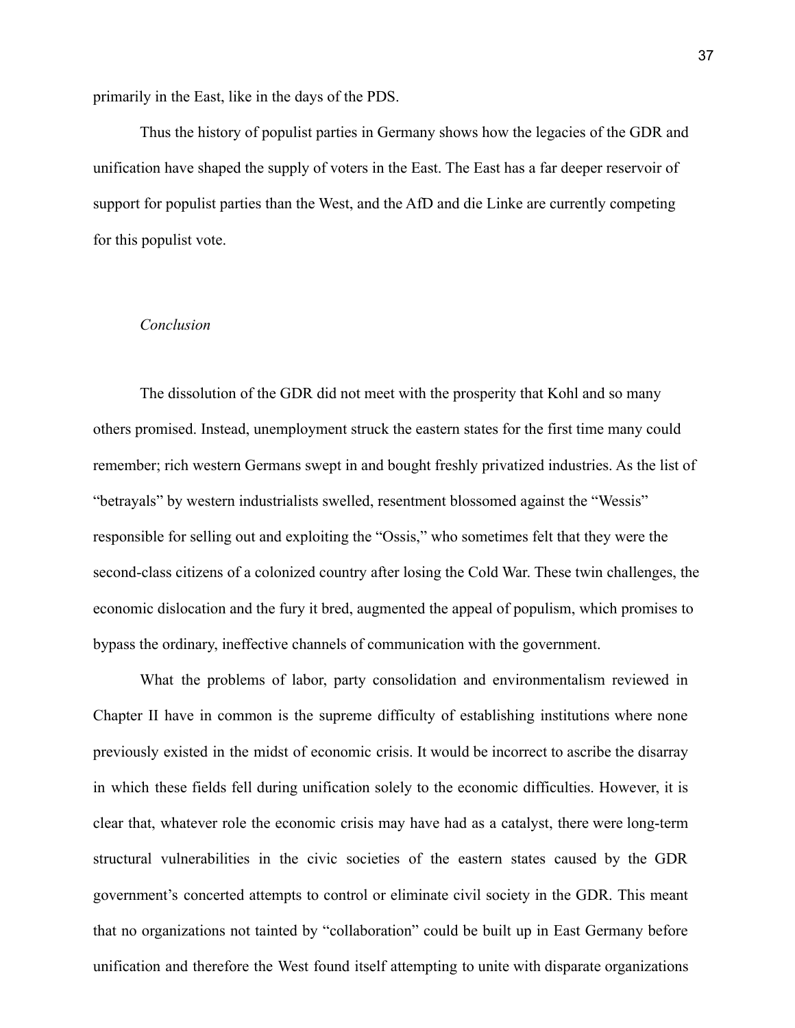primarily in the East, like in the days of the PDS.

Thus the history of populist parties in Germany shows how the legacies of the GDR and unification have shaped the supply of voters in the East. The East has a far deeper reservoir of support for populist parties than the West, and the AfD and die Linke are currently competing for this populist vote.

*Conclusion*

The dissolution of the GDR did not meet with the prosperity that Kohl and so many others promised. Instead, unemployment struck the eastern states for the first time many could remember; rich western Germans swept in and bought freshly privatized industries. As the list of "betrayals" by western industrialists swelled, resentment blossomed against the "Wessis" responsible for selling out and exploiting the "Ossis," who sometimes felt that they were the second-class citizens of a colonized country after losing the Cold War. These twin challenges, the economic dislocation and the fury it bred, augmented the appeal of populism, which promises to bypass the ordinary, ineffective channels of communication with the government.

What the problems of labor, party consolidation and environmentalism reviewed in Chapter II have in common is the supreme difficulty of establishing institutions where none previously existed in the midst of economic crisis. It would be incorrect to ascribe the disarray in which these fields fell during unification solely to the economic difficulties. However, it is clear that, whatever role the economic crisis may have had as a catalyst, there were long-term structural vulnerabilities in the civic societies of the eastern states caused by the GDR government's concerted attempts to control or eliminate civil society in the GDR. This meant that no organizations not tainted by "collaboration" could be built up in East Germany before unification and therefore the West found itself attempting to unite with disparate organizations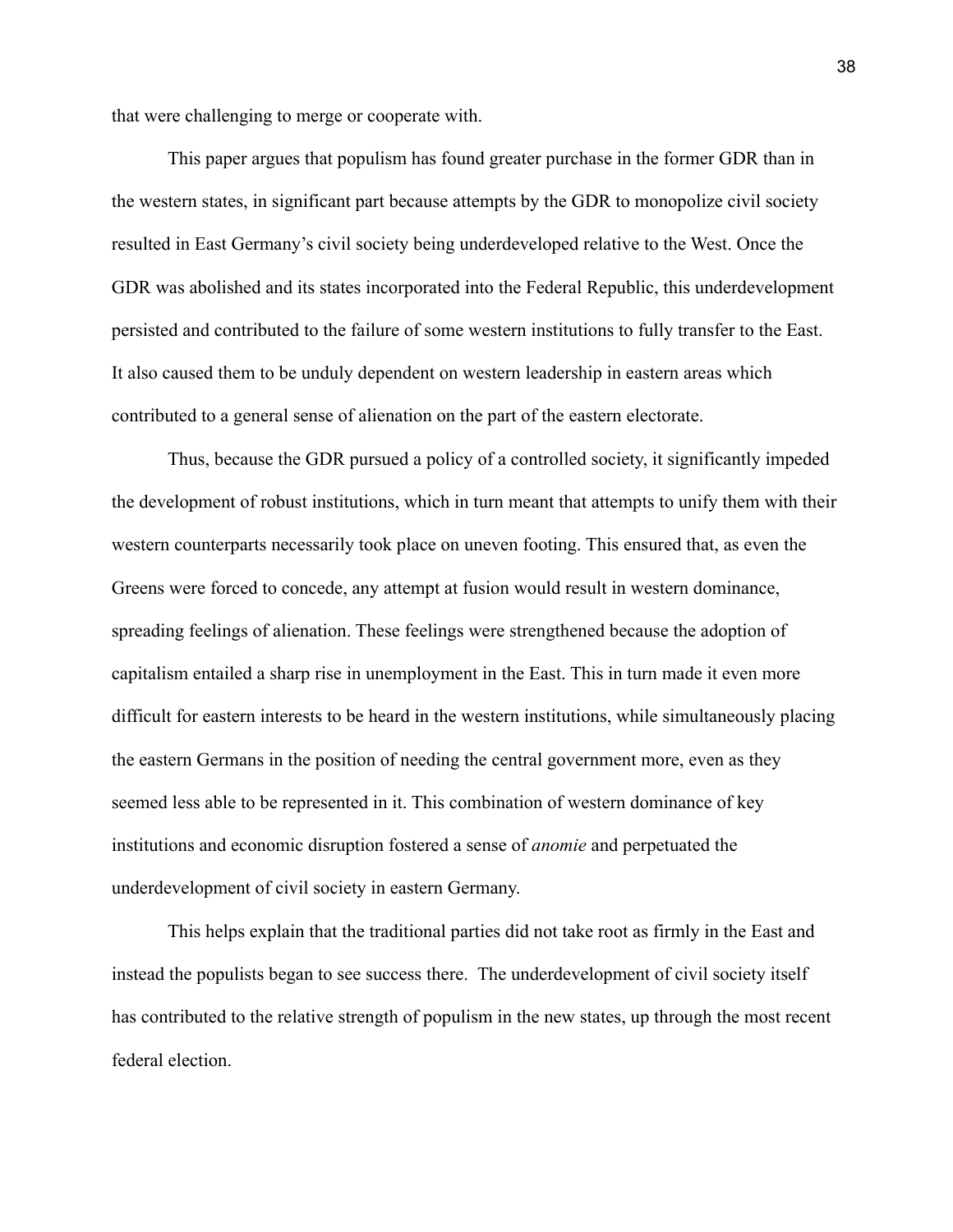that were challenging to merge or cooperate with.

This paper argues that populism has found greater purchase in the former GDR than in the western states, in significant part because attempts by the GDR to monopolize civil society resulted in East Germany's civil society being underdeveloped relative to the West. Once the GDR was abolished and its states incorporated into the Federal Republic, this underdevelopment persisted and contributed to the failure of some western institutions to fully transfer to the East. It also caused them to be unduly dependent on western leadership in eastern areas which contributed to a general sense of alienation on the part of the eastern electorate.

Thus, because the GDR pursued a policy of a controlled society, it significantly impeded the development of robust institutions, which in turn meant that attempts to unify them with their western counterparts necessarily took place on uneven footing. This ensured that, as even the Greens were forced to concede, any attempt at fusion would result in western dominance, spreading feelings of alienation. These feelings were strengthened because the adoption of capitalism entailed a sharp rise in unemployment in the East. This in turn made it even more difficult for eastern interests to be heard in the western institutions, while simultaneously placing the eastern Germans in the position of needing the central government more, even as they seemed less able to be represented in it. This combination of western dominance of key institutions and economic disruption fostered a sense of *anomie* and perpetuated the underdevelopment of civil society in eastern Germany.

This helps explain that the traditional parties did not take root as firmly in the East and instead the populists began to see success there.  The underdevelopment of civil society itself has contributed to the relative strength of populism in the new states, up through the most recent federal election.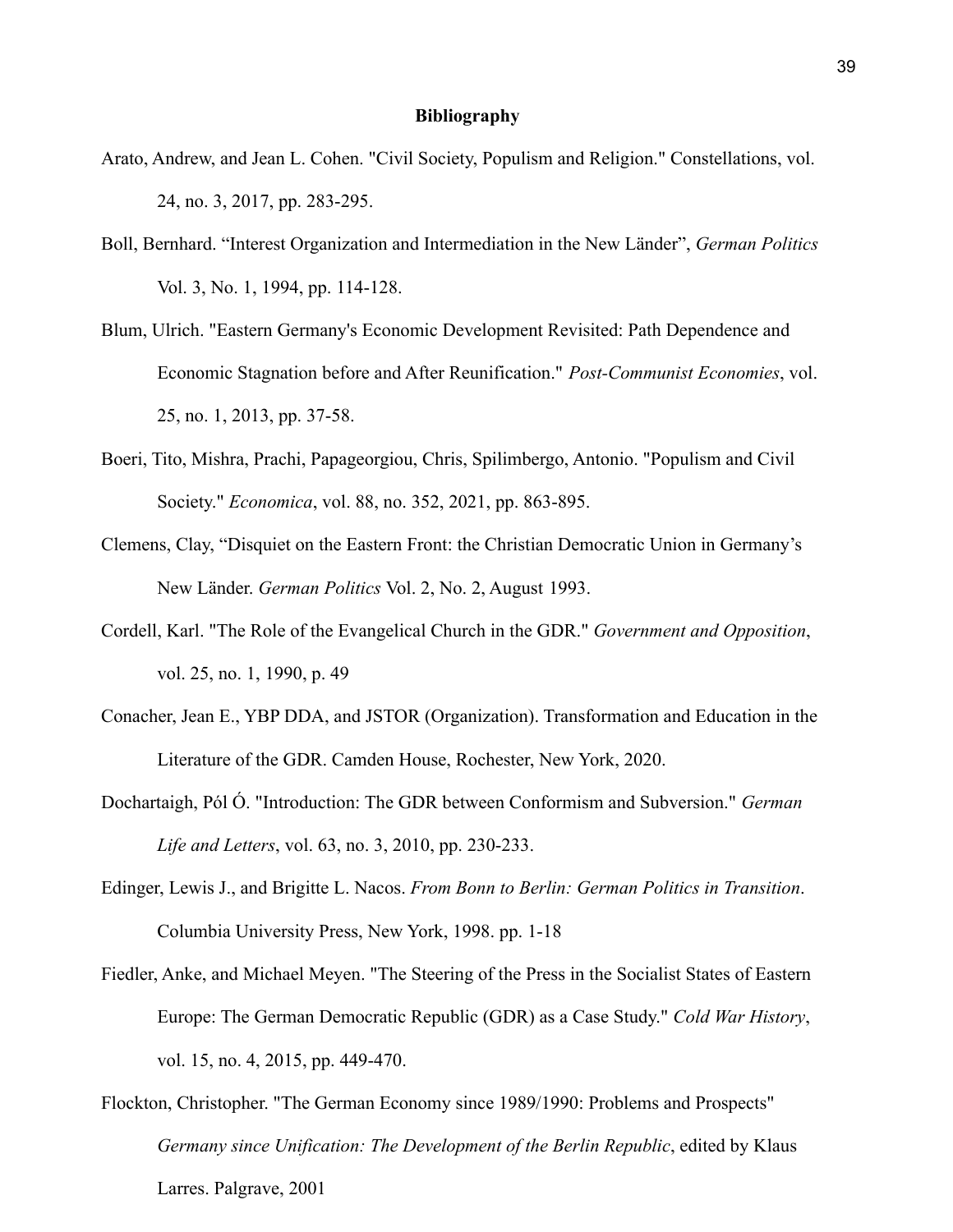# Bibliography

Arato, Andrew, and Jean L. Cohen. "Civil Society, Populism and Religion." Constellations, vol. 24, no. 3, 2017, pp. 283-295.

Boll, Bernhard. "Interest Organization and Intermediation in the New Länder", *German Politics* Vol. 3, No. 1, 1994, pp. 114-128.

Blum, Ulrich. "Eastern Germany's Economic Development Revisited: Path Dependence and Economic Stagnation before and After Reunification." *Post-Communist Economies*, vol. 25, no. 1, 2013, pp. 37-58.

Boeri, Tito, Mishra, Prachi, Papageorgiou, Chris, Spilimbergo, Antonio. "Populism and Civil Society." *Economica*, vol. 88, no. 352, 2021, pp. 863-895.

Clemens, Clay, "Disquiet on the Eastern Front: the Christian Democratic Union in Germany's New Länder. *German Politics* Vol. 2, No. 2, August 1993.

Cordell, Karl. "The Role of the Evangelical Church in the GDR." *Government and Opposition*, vol. 25, no. 1, 1990, p. 49

Conacher, Jean E., YBP DDA, and JSTOR (Organization). Transformation and Education in the Literature of the GDR. Camden House, Rochester, New York, 2020.

Dochartaigh, Pól Ó. "Introduction: The GDR between Conformism and Subversion." *German Life and Letters*, vol. 63, no. 3, 2010, pp. 230-233.

Edinger, Lewis J., and Brigitte L. Nacos. *From Bonn to Berlin: German Politics in Transition*. Columbia University Press, New York, 1998. pp. 1-18

Fiedler, Anke, and Michael Meyen. "The Steering of the Press in the Socialist States of Eastern Europe: The German Democratic Republic (GDR) as a Case Study." *Cold War History*, vol. 15, no. 4, 2015, pp. 449-470.

Flockton, Christopher. "The German Economy since 1989/1990: Problems and Prospects" *Germany since Unification: The Development of the Berlin Republic*, edited by Klaus Larres. Palgrave, 2001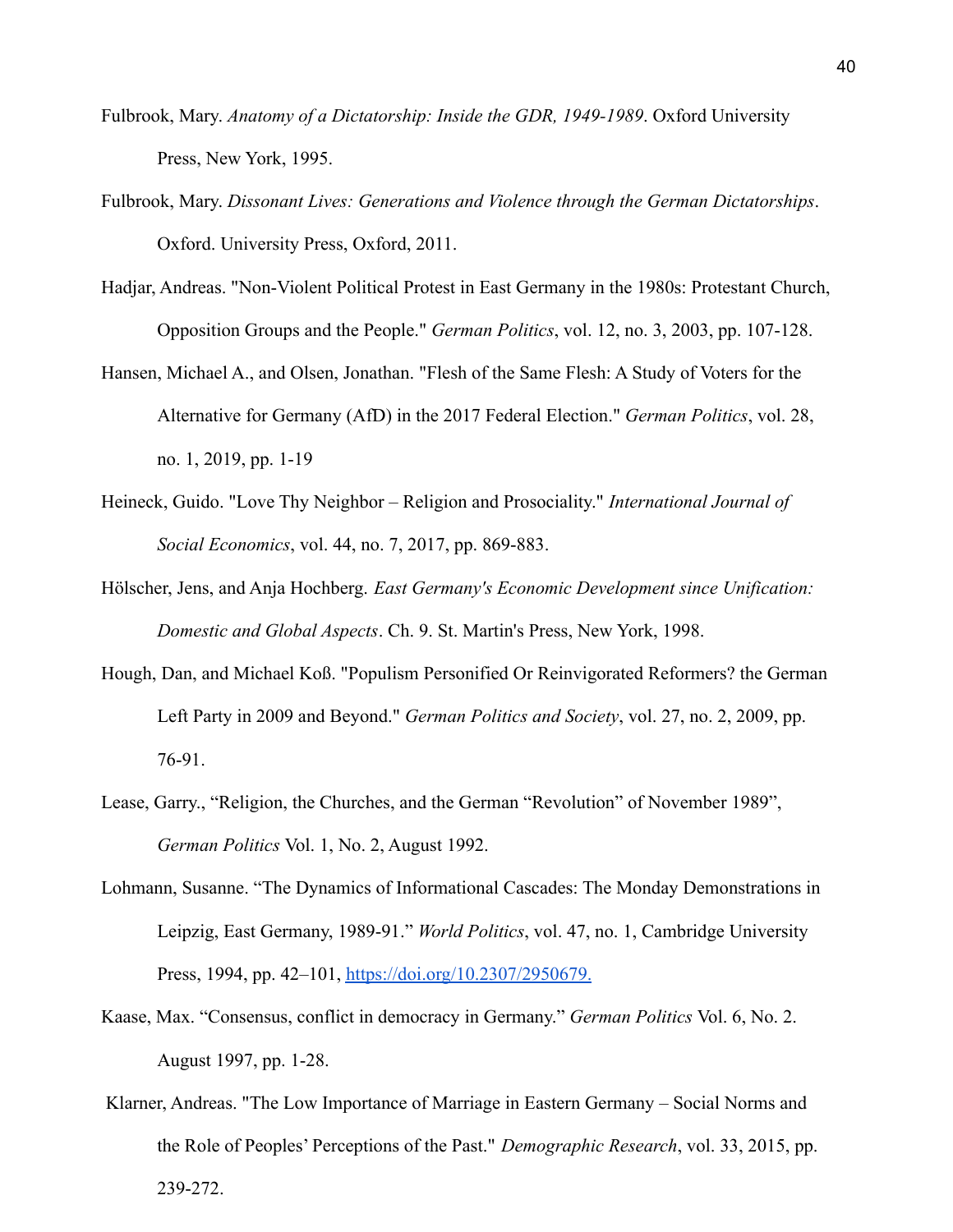Fulbrook, Mary. *Anatomy of a Dictatorship: Inside the GDR, 1949-1989*. Oxford University Press, New York, 1995.

Fulbrook, Mary. *Dissonant Lives: Generations and Violence through the German Dictatorships*. Oxford. University Press, Oxford, 2011.

Hadjar, Andreas. "Non-Violent Political Protest in East Germany in the 1980s: Protestant Church, Opposition Groups and the People." *German Politics*, vol. 12, no. 3, 2003, pp. 107-128.

Hansen, Michael A., and Olsen, Jonathan. "Flesh of the Same Flesh: A Study of Voters for the Alternative for Germany (AfD) in the 2017 Federal Election." *German Politics*, vol. 28, no. 1, 2019, pp. 1-19

Heineck, Guido. "Love Thy Neighbor – Religion and Prosociality." *International Journal of Social Economics*, vol. 44, no. 7, 2017, pp. 869-883.

Hölscher, Jens, and Anja Hochberg. *East Germany's Economic Development since Unification: Domestic and Global Aspects*. Ch. 9. St. Martin's Press, New York, 1998.

Hough, Dan, and Michael Koß. "Populism Personified Or Reinvigorated Reformers? the German Left Party in 2009 and Beyond." *German Politics and Society*, vol. 27, no. 2, 2009, pp. 76-91.

Lease, Garry., "Religion, the Churches, and the German "Revolution" of November 1989", *German Politics* Vol. 1, No. 2, August 1992.

Lohmann, Susanne. "The Dynamics of Informational Cascades: The Monday Demonstrations in Leipzig, East Germany, 1989-91." *World Politics*, vol. 47, no. 1, Cambridge University Press, 1994, pp. 42–101, https://doi.org/10.2307/2950679.

Kaase, Max. "Consensus, conflict in democracy in Germany." *German Politics* Vol. 6, No. 2. August 1997, pp. 1-28.

Klarner, Andreas. "The Low Importance of Marriage in Eastern Germany – Social Norms and the Role of Peoples' Perceptions of the Past." *Demographic Research*, vol. 33, 2015, pp. 239-272.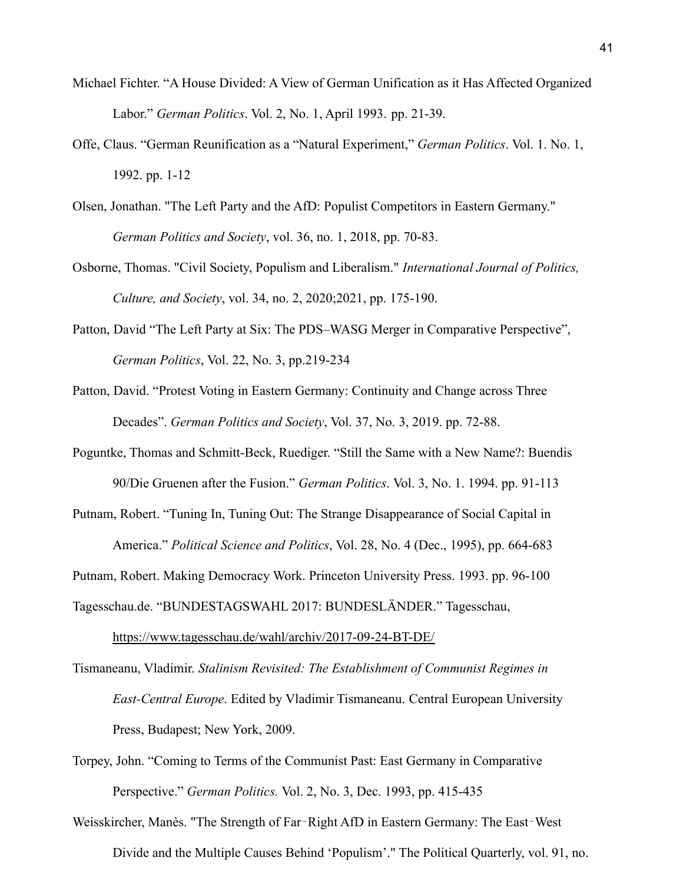Michael Fichter. "A House Divided: A View of German Unification as it Has Affected Organized Labor." *German Politics*. Vol. 2, No. 1, April 1993. pp. 21-39.

Offe, Claus. "German Reunification as a "Natural Experiment," *German Politics*. Vol. 1. No. 1, 1992. pp. 1-12

Olsen, Jonathan. "The Left Party and the AfD: Populist Competitors in Eastern Germany." *German Politics and Society*, vol. 36, no. 1, 2018, pp. 70-83.

Osborne, Thomas. "Civil Society, Populism and Liberalism." *International Journal of Politics, Culture, and Society*, vol. 34, no. 2, 2020;2021, pp. 175-190.

Patton, David "The Left Party at Six: The PDS–WASG Merger in Comparative Perspective", *German Politics*, Vol. 22, No. 3, pp.219-234

Patton, David. "Protest Voting in Eastern Germany: Continuity and Change across Three Decades". *German Politics and Society*, Vol. 37, No. 3, 2019. pp. 72-88.

Poguntke, Thomas and Schmitt-Beck, Ruediger. "Still the Same with a New Name?: Buendis 90/Die Gruenen after the Fusion." *German Politics*. Vol. 3, No. 1. 1994. pp. 91-113

Putnam, Robert. "Tuning In, Tuning Out: The Strange Disappearance of Social Capital in America." *Political Science and Politics*, Vol. 28, No. 4 (Dec., 1995), pp. 664-683

Putnam, Robert. Making Democracy Work. Princeton University Press. 1993. pp. 96-100

Tagesschau.de. "BUNDESTAGSWAHL 2017: BUNDESLÄNDER." Tagesschau, https://www.tagesschau.de/wahl/archiv/2017-09-24-BT-DE/

Tismaneanu, Vladimir. *Stalinism Revisited: The Establishment of Communist Regimes in East-Central Europe*. Edited by Vladimir Tismaneanu. Central European University Press, Budapest; New York, 2009.

Torpey, John. "Coming to Terms of the Communist Past: East Germany in Comparative Perspective." *German Politics.* Vol. 2, No. 3, Dec. 1993, pp. 415-435

Weisskircher, Manès. "The Strength of Far‐Right AfD in Eastern Germany: The East‐West Divide and the Multiple Causes Behind 'Populism'." The Political Quarterly, vol. 91, no.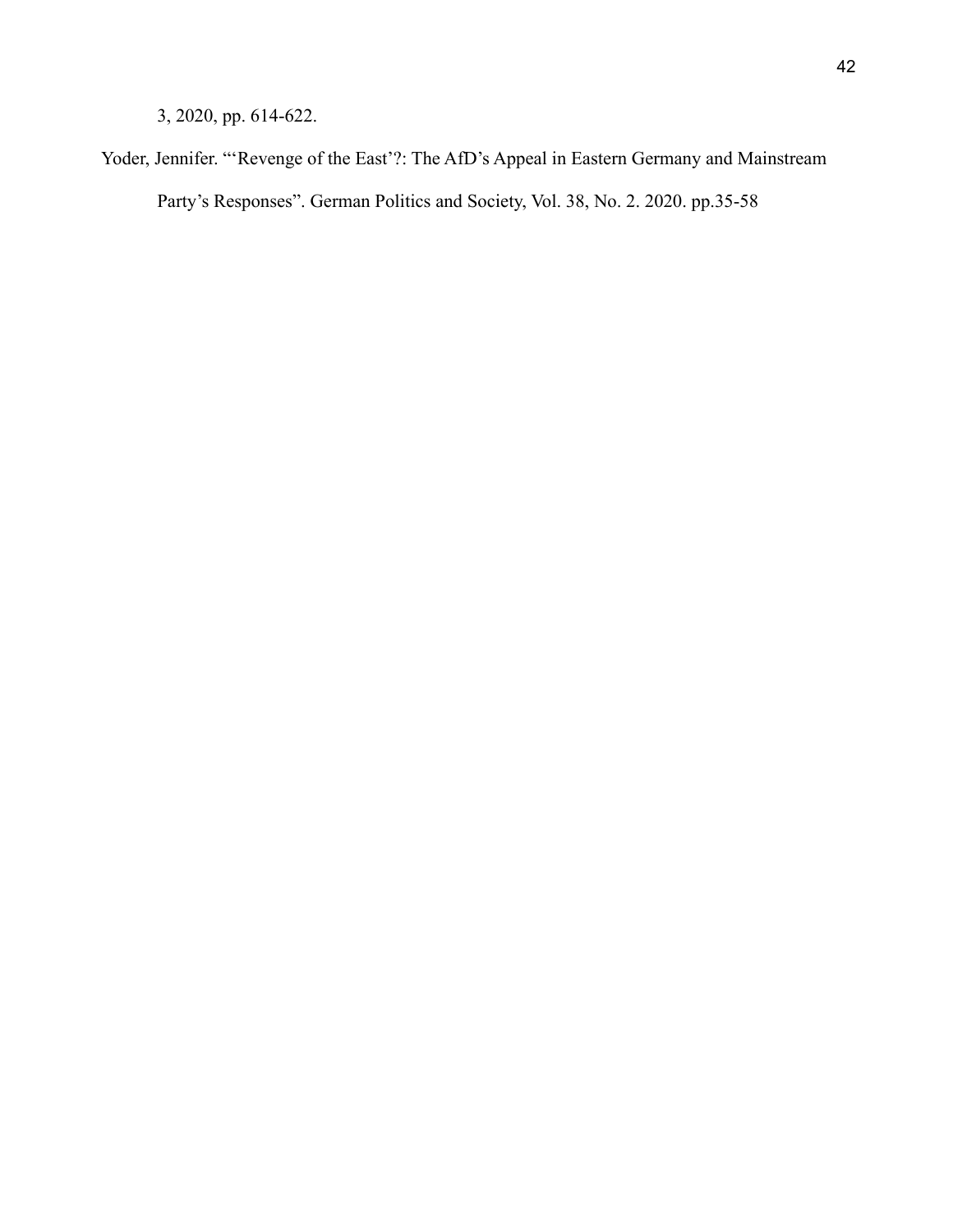3, 2020, pp. 614-622.

Yoder, Jennifer. "'Revenge of the East'?: The AfD's Appeal in Eastern Germany and Mainstream Party's Responses". German Politics and Society, Vol. 38, No. 2. 2020. pp.35-58